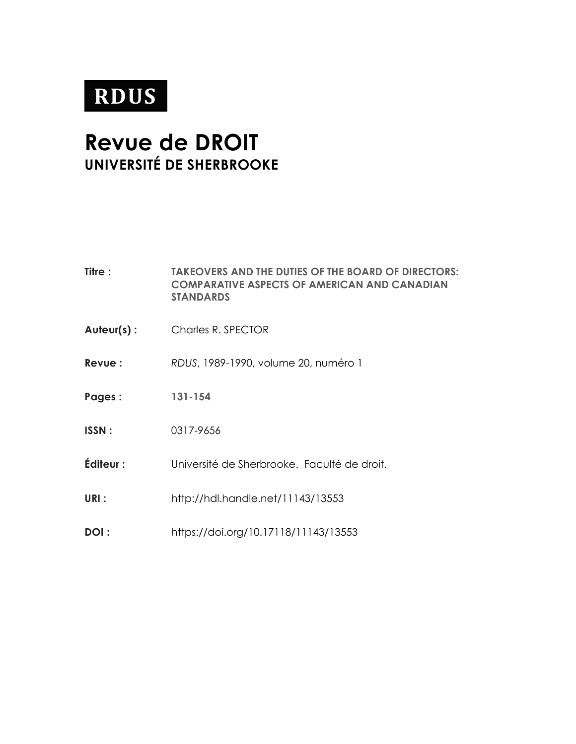**RDUS**

# Revue de DROIT
## UNIVERSITÉ DE SHERBROOKE

**Titre :** **TAKEOVERS AND THE DUTIES OF THE BOARD OF DIRECTORS: COMPARATIVE ASPECTS OF AMERICAN AND CANADIAN STANDARDS**

**Auteur(s) :** Charles R. SPECTOR

**Revue :** *RDUS*, 1989-1990, volume 20, numéro 1

**Pages :** **131-154**

**ISSN :** 0317-9656

**Éditeur :** Université de Sherbrooke. Faculté de droit.

**URI :** http://hdl.handle.net/11143/13553

**DOI :** https://doi.org/10.17118/11143/13553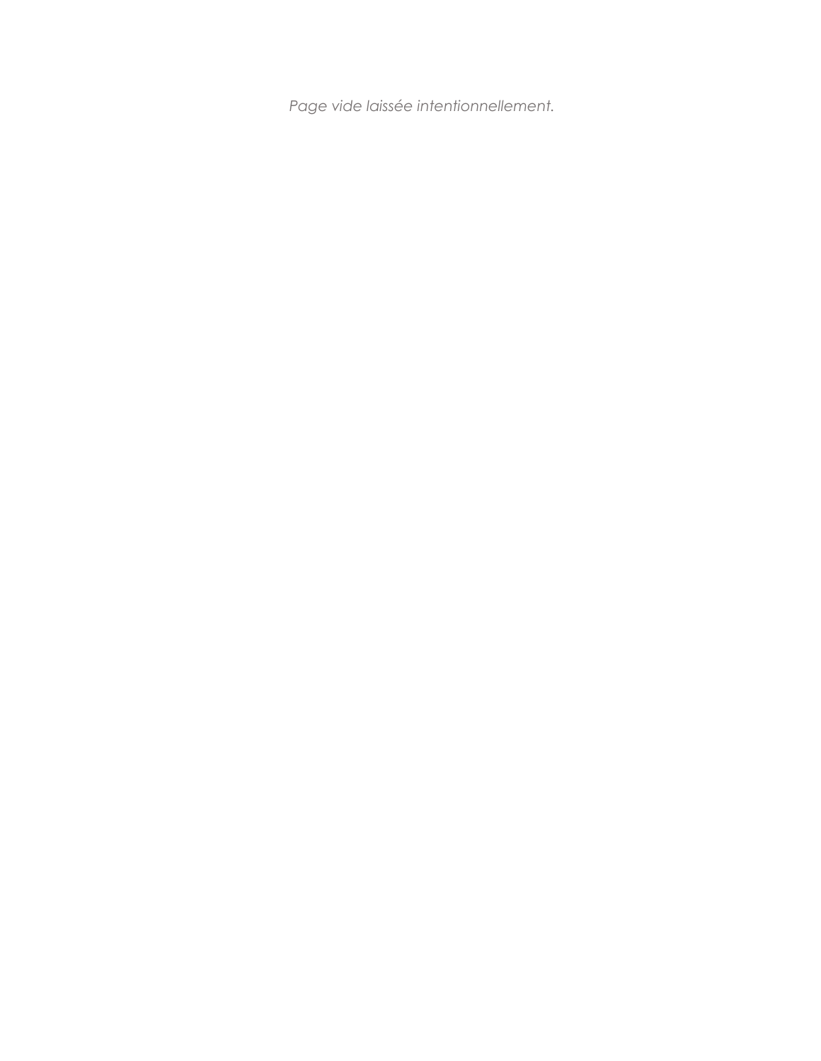*Page vide laissée intentionnellement.*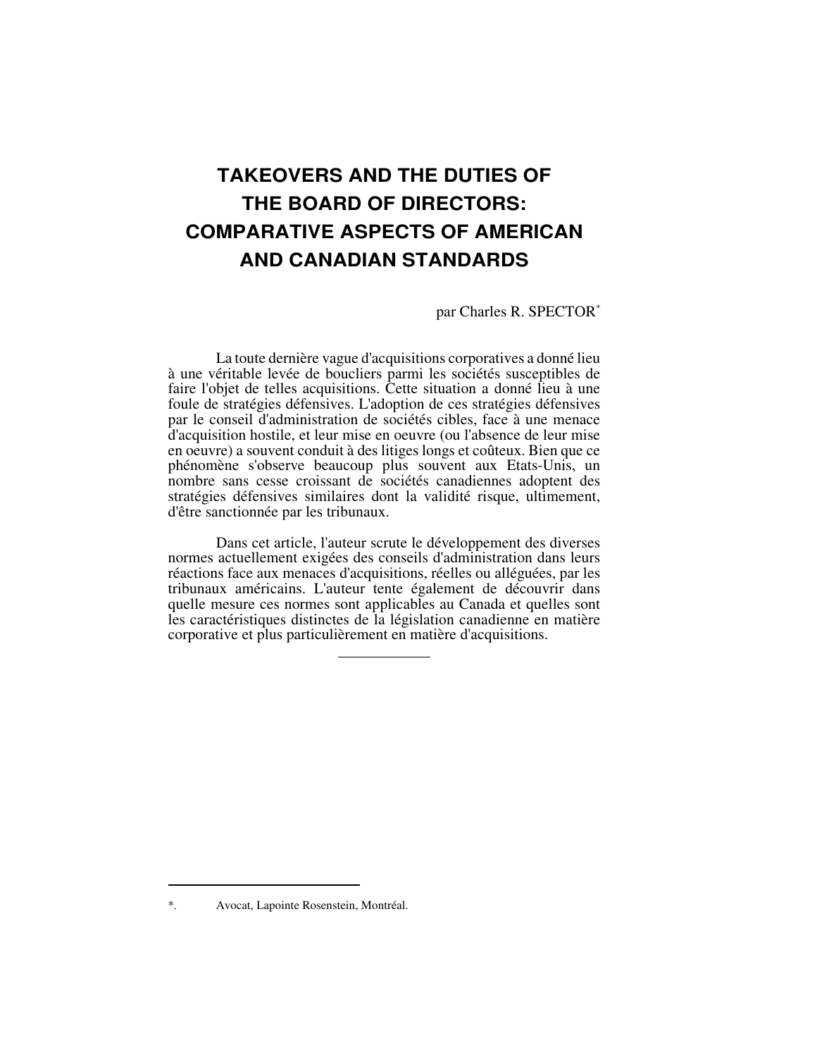# TAKEOVERS AND THE DUTIES OF THE BOARD OF DIRECTORS: COMPARATIVE ASPECTS OF AMERICAN AND CANADIAN STANDARDS

par Charles R. SPECTOR[*]

La toute dernière vague d'acquisitions corporatives a donné lieu à une véritable levée de boucliers parmi les sociétés susceptibles de faire l'objet de telles acquisitions. Cette situation a donné lieu à une foule de stratégies défensives. L'adoption de ces stratégies défensives par le conseil d'administration de sociétés cibles, face à une menace d'acquisition hostile, et leur mise en oeuvre (ou l'absence de leur mise en oeuvre) a souvent conduit à des litiges longs et coûteux. Bien que ce phénomène s'observe beaucoup plus souvent aux Etats-Unis, un nombre sans cesse croissant de sociétés canadiennes adoptent des stratégies défensives similaires dont la validité risque, ultimement, d'être sanctionnée par les tribunaux.

Dans cet article, l'auteur scrute le développement des diverses normes actuellement exigées des conseils d'administration dans leurs réactions face aux menaces d'acquisitions, réelles ou alléguées, par les tribunaux américains. L'auteur tente également de découvrir dans quelle mesure ces normes sont applicables au Canada et quelles sont les caractéristiques distinctes de la législation canadienne en matière corporative et plus particulièrement en matière d'acquisitions.

---

*. Avocat, Lapointe Rosenstein, Montréal.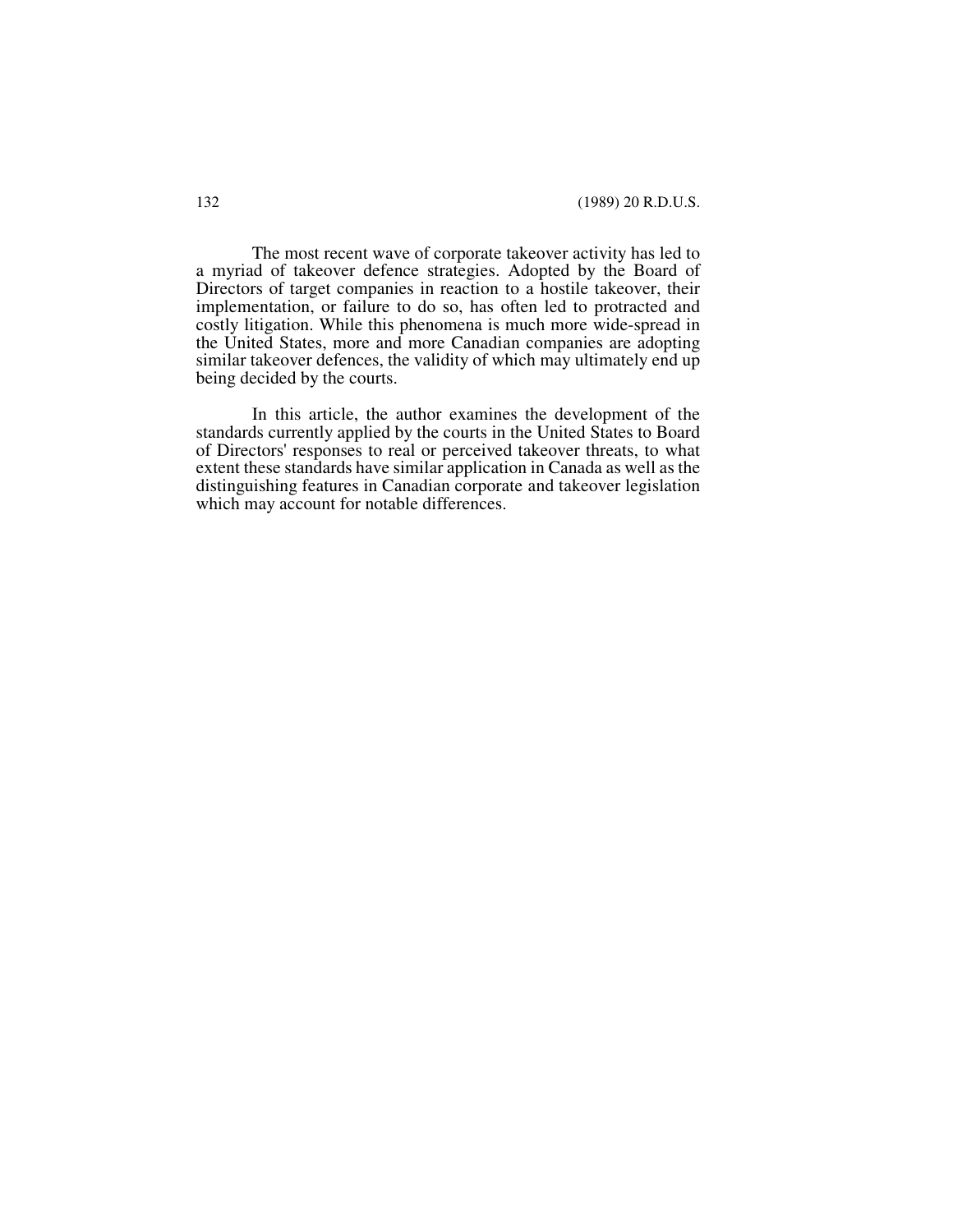The most recent wave of corporate takeover activity has led to a myriad of takeover defence strategies. Adopted by the Board of Directors of target companies in reaction to a hostile takeover, their implementation, or failure to do so, has often led to protracted and costly litigation. While this phenomena is much more wide-spread in the United States, more and more Canadian companies are adopting similar takeover defences, the validity of which may ultimately end up being decided by the courts.

In this article, the author examines the development of the standards currently applied by the courts in the United States to Board of Directors' responses to real or perceived takeover threats, to what extent these standards have similar application in Canada as well as the distinguishing features in Canadian corporate and takeover legislation which may account for notable differences.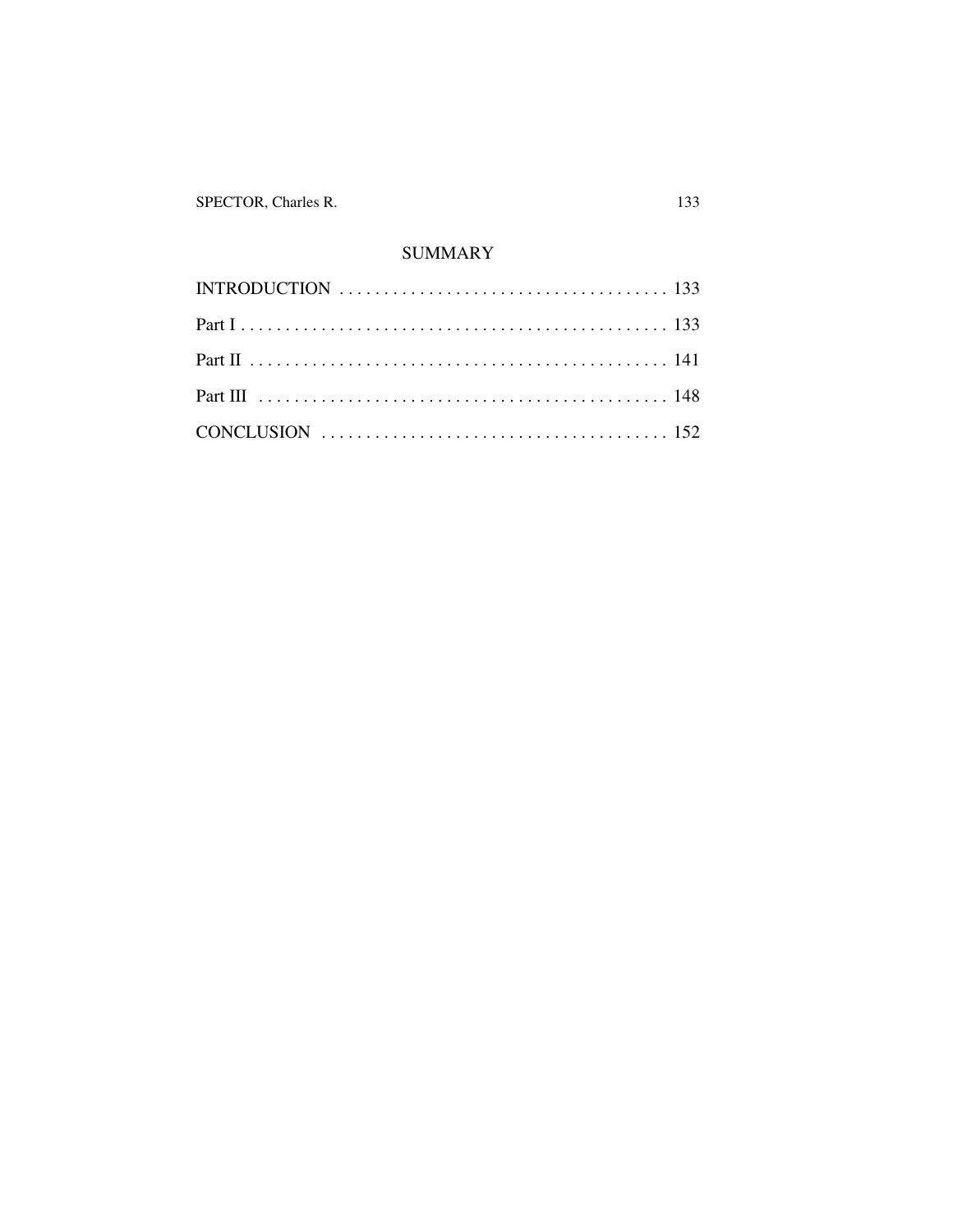## SUMMARY

INTRODUCTION . . . . . . . . . . . . . . . . . . . . . . . . . . . . . . . . . . . . . 133

Part I . . . . . . . . . . . . . . . . . . . . . . . . . . . . . . . . . . . . . . . . . . . . . . 133

Part II . . . . . . . . . . . . . . . . . . . . . . . . . . . . . . . . . . . . . . . . . . . . . 141

Part III . . . . . . . . . . . . . . . . . . . . . . . . . . . . . . . . . . . . . . . . . . . . 148

CONCLUSION . . . . . . . . . . . . . . . . . . . . . . . . . . . . . . . . . . . . . . 152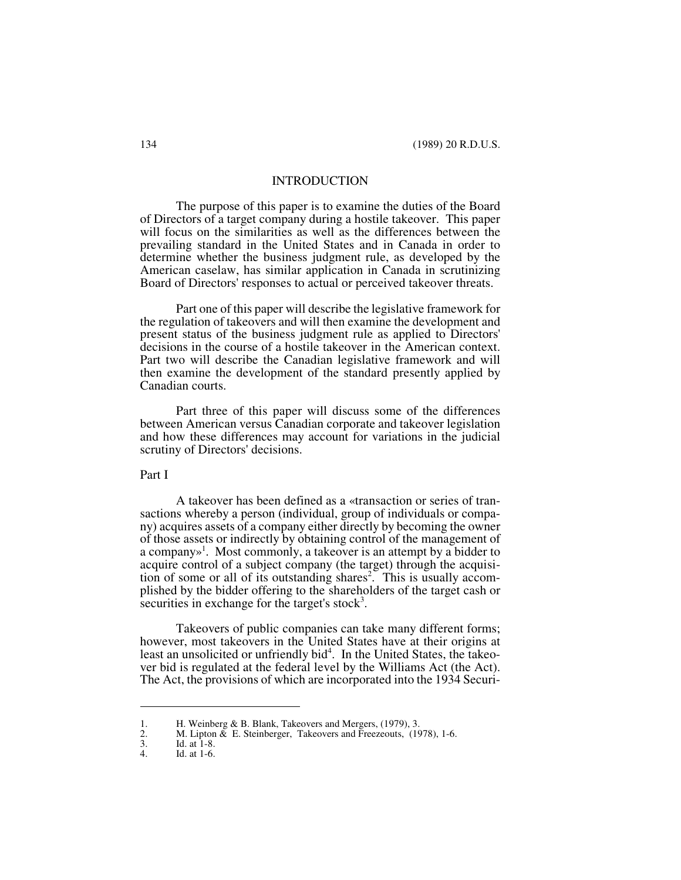## INTRODUCTION

The purpose of this paper is to examine the duties of the Board of Directors of a target company during a hostile takeover. This paper will focus on the similarities as well as the differences between the prevailing standard in the United States and in Canada in order to determine whether the business judgment rule, as developed by the American caselaw, has similar application in Canada in scrutinizing Board of Directors' responses to actual or perceived takeover threats.

Part one of this paper will describe the legislative framework for the regulation of takeovers and will then examine the development and present status of the business judgment rule as applied to Directors' decisions in the course of a hostile takeover in the American context. Part two will describe the Canadian legislative framework and will then examine the development of the standard presently applied by Canadian courts.

Part three of this paper will discuss some of the differences between American versus Canadian corporate and takeover legislation and how these differences may account for variations in the judicial scrutiny of Directors' decisions.

## Part I

A takeover has been defined as a «transaction or series of transactions whereby a person (individual, group of individuals or company) acquires assets of a company either directly by becoming the owner of those assets or indirectly by obtaining control of the management of a company»[1]. Most commonly, a takeover is an attempt by a bidder to acquire control of a subject company (the target) through the acquisition of some or all of its outstanding shares[2]. This is usually accomplished by the bidder offering to the shareholders of the target cash or securities in exchange for the target's stock[3].

Takeovers of public companies can take many different forms; however, most takeovers in the United States have at their origins at least an unsolicited or unfriendly bid[4]. In the United States, the takeover bid is regulated at the federal level by the Williams Act (the Act). The Act, the provisions of which are incorporated into the 1934 Securi-

---

1. H. Weinberg & B. Blank, Takeovers and Mergers, (1979), 3.
2. M. Lipton & E. Steinberger, Takeovers and Freezeouts, (1978), 1-6.
3. Id. at 1-8.
4. Id. at 1-6.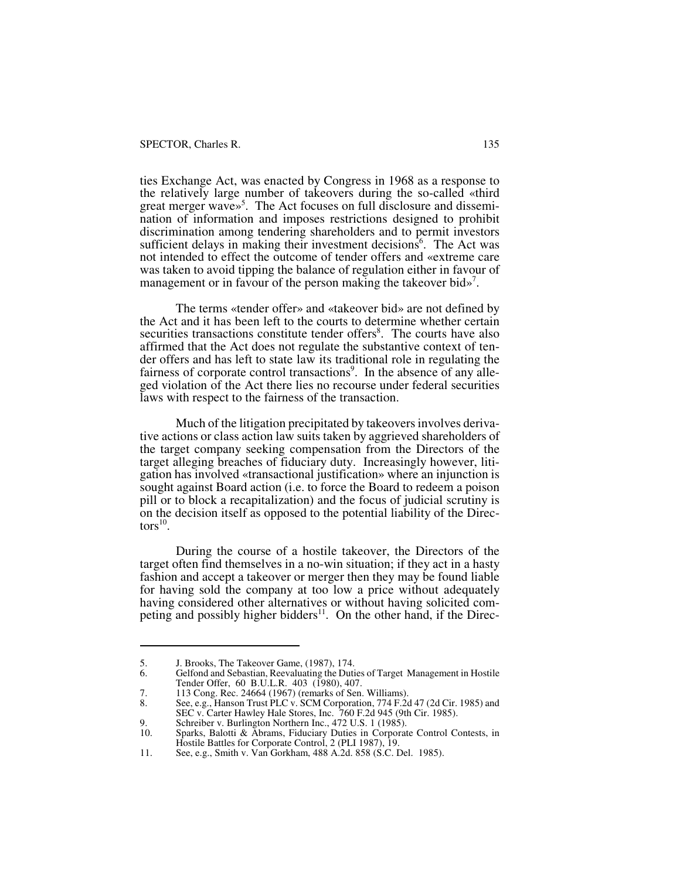ties Exchange Act, was enacted by Congress in 1968 as a response to the relatively large number of takeovers during the so-called «third great merger wave»[5]. The Act focuses on full disclosure and dissemination of information and imposes restrictions designed to prohibit discrimination among tendering shareholders and to permit investors sufficient delays in making their investment decisions[6]. The Act was not intended to effect the outcome of tender offers and «extreme care was taken to avoid tipping the balance of regulation either in favour of management or in favour of the person making the takeover bid»[7].

The terms «tender offer» and «takeover bid» are not defined by the Act and it has been left to the courts to determine whether certain securities transactions constitute tender offers[8]. The courts have also affirmed that the Act does not regulate the substantive context of tender offers and has left to state law its traditional role in regulating the fairness of corporate control transactions[9]. In the absence of any alleged violation of the Act there lies no recourse under federal securities laws with respect to the fairness of the transaction.

Much of the litigation precipitated by takeovers involves derivative actions or class action law suits taken by aggrieved shareholders of the target company seeking compensation from the Directors of the target alleging breaches of fiduciary duty. Increasingly however, litigation has involved «transactional justification» where an injunction is sought against Board action (i.e. to force the Board to redeem a poison pill or to block a recapitalization) and the focus of judicial scrutiny is on the decision itself as opposed to the potential liability of the Directors[10].

During the course of a hostile takeover, the Directors of the target often find themselves in a no-win situation; if they act in a hasty fashion and accept a takeover or merger then they may be found liable for having sold the company at too low a price without adequately having considered other alternatives or without having solicited competing and possibly higher bidders[11]. On the other hand, if the Direc-

---

5. J. Brooks, The Takeover Game, (1987), 174.
6. Gelfond and Sebastian, Reevaluating the Duties of Target Management in Hostile Tender Offer, 60 B.U.L.R. 403 (1980), 407.
7. 113 Cong. Rec. 24664 (1967) (remarks of Sen. Williams).
8. See, e.g., Hanson Trust PLC v. SCM Corporation, 774 F.2d 47 (2d Cir. 1985) and SEC v. Carter Hawley Hale Stores, Inc. 760 F.2d 945 (9th Cir. 1985).
9. Schreiber v. Burlington Northern Inc., 472 U.S. 1 (1985).
10. Sparks, Balotti & Abrams, Fiduciary Duties in Corporate Control Contests, in Hostile Battles for Corporate Control, 2 (PLI 1987), 19.
11. See, e.g., Smith v. Van Gorkham, 488 A.2d. 858 (S.C. Del. 1985).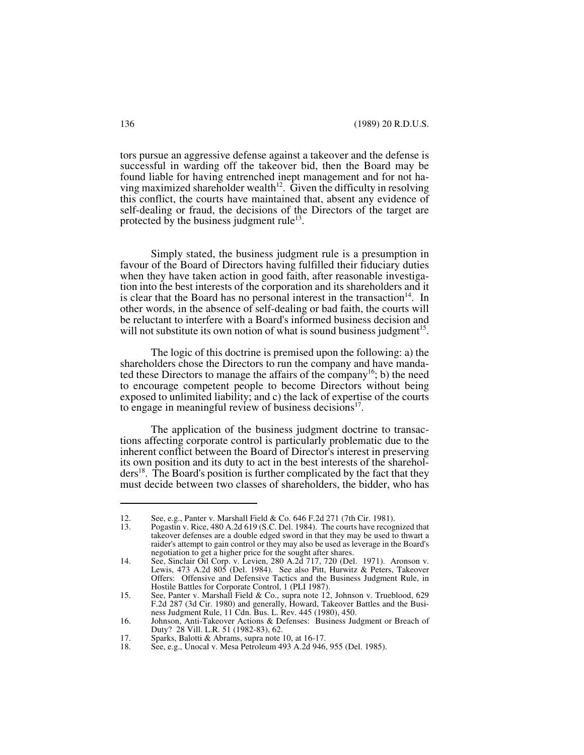tors pursue an aggressive defense against a takeover and the defense is successful in warding off the takeover bid, then the Board may be found liable for having entrenched inept management and for not having maximized shareholder wealth[12]. Given the difficulty in resolving this conflict, the courts have maintained that, absent any evidence of self-dealing or fraud, the decisions of the Directors of the target are protected by the business judgment rule[13].

Simply stated, the business judgment rule is a presumption in favour of the Board of Directors having fulfilled their fiduciary duties when they have taken action in good faith, after reasonable investigation into the best interests of the corporation and its shareholders and it is clear that the Board has no personal interest in the transaction[14]. In other words, in the absence of self-dealing or bad faith, the courts will be reluctant to interfere with a Board's informed business decision and will not substitute its own notion of what is sound business judgment[15].

The logic of this doctrine is premised upon the following: a) the shareholders chose the Directors to run the company and have mandated these Directors to manage the affairs of the company[16]; b) the need to encourage competent people to become Directors without being exposed to unlimited liability; and c) the lack of expertise of the courts to engage in meaningful review of business decisions[17].

The application of the business judgment doctrine to transactions affecting corporate control is particularly problematic due to the inherent conflict between the Board of Director's interest in preserving its own position and its duty to act in the best interests of the shareholders[18]. The Board's position is further complicated by the fact that they must decide between two classes of shareholders, the bidder, who has

---

12. See, e.g., Panter v. Marshall Field & Co. 646 F.2d 271 (7th Cir. 1981).
13. Pogastin v. Rice, 480 A.2d 619 (S.C. Del. 1984). The courts have recognized that takeover defenses are a double edged sword in that they may be used to thwart a raider's attempt to gain control or they may also be used as leverage in the Board's negotiation to get a higher price for the sought after shares.
14. See, Sinclair Oil Corp. v. Levien, 280 A.2d 717, 720 (Del. 1971). Aronson v. Lewis, 473 A.2d 805 (Del. 1984). See also Pitt, Hurwitz & Peters, Takeover Offers: Offensive and Defensive Tactics and the Business Judgment Rule, in Hostile Battles for Corporate Control, 1 (PLI 1987).
15. See, Panter v. Marshall Field & Co., supra note 12, Johnson v. Trueblood, 629 F.2d 287 (3d Cir. 1980) and generally, Howard, Takeover Battles and the Business Judgment Rule, 11 Cdn. Bus. L. Rev. 445 (1980), 450.
16. Johnson, Anti-Takeover Actions & Defenses: Business Judgment or Breach of Duty? 28 Vill. L.R. 51 (1982-83), 62.
17. Sparks, Balotti & Abrams, supra note 10, at 16-17.
18. See, e.g., Unocal v. Mesa Petroleum 493 A.2d 946, 955 (Del. 1985).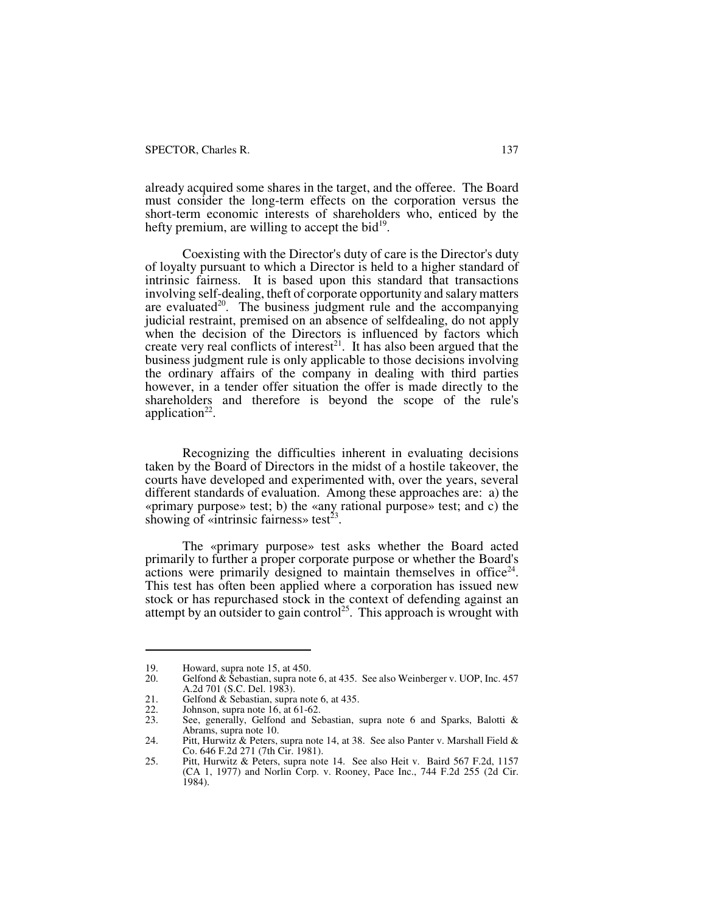already acquired some shares in the target, and the offeree. The Board must consider the long-term effects on the corporation versus the short-term economic interests of shareholders who, enticed by the hefty premium, are willing to accept the bid[19].

Coexisting with the Director's duty of care is the Director's duty of loyalty pursuant to which a Director is held to a higher standard of intrinsic fairness. It is based upon this standard that transactions involving self-dealing, theft of corporate opportunity and salary matters are evaluated[20]. The business judgment rule and the accompanying judicial restraint, premised on an absence of selfdealing, do not apply when the decision of the Directors is influenced by factors which create very real conflicts of interest[21]. It has also been argued that the business judgment rule is only applicable to those decisions involving the ordinary affairs of the company in dealing with third parties however, in a tender offer situation the offer is made directly to the shareholders and therefore is beyond the scope of the rule's application[22].

Recognizing the difficulties inherent in evaluating decisions taken by the Board of Directors in the midst of a hostile takeover, the courts have developed and experimented with, over the years, several different standards of evaluation. Among these approaches are: a) the «primary purpose» test; b) the «any rational purpose» test; and c) the showing of «intrinsic fairness» test[23].

The «primary purpose» test asks whether the Board acted primarily to further a proper corporate purpose or whether the Board's actions were primarily designed to maintain themselves in office[24]. This test has often been applied where a corporation has issued new stock or has repurchased stock in the context of defending against an attempt by an outsider to gain control[25]. This approach is wrought with

---

19. Howard, supra note 15, at 450.
20. Gelfond & Sebastian, supra note 6, at 435. See also Weinberger v. UOP, Inc. 457 A.2d 701 (S.C. Del. 1983).
21. Gelfond & Sebastian, supra note 6, at 435.
22. Johnson, supra note 16, at 61-62.
23. See, generally, Gelfond and Sebastian, supra note 6 and Sparks, Balotti & Abrams, supra note 10.
24. Pitt, Hurwitz & Peters, supra note 14, at 38. See also Panter v. Marshall Field & Co. 646 F.2d 271 (7th Cir. 1981).
25. Pitt, Hurwitz & Peters, supra note 14. See also Heit v. Baird 567 F.2d, 1157 (CA 1, 1977) and Norlin Corp. v. Rooney, Pace Inc., 744 F.2d 255 (2d Cir. 1984).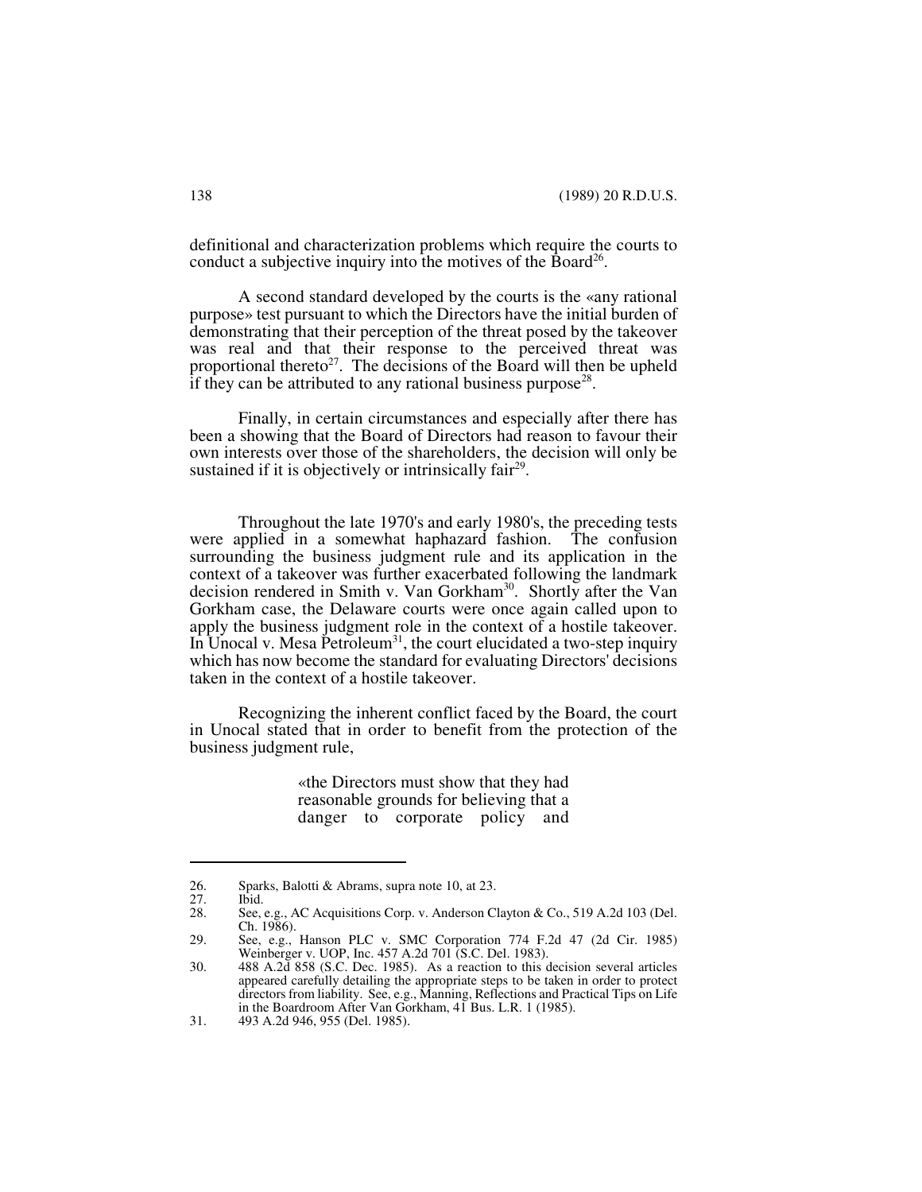definitional and characterization problems which require the courts to conduct a subjective inquiry into the motives of the Board[26].

A second standard developed by the courts is the «any rational purpose» test pursuant to which the Directors have the initial burden of demonstrating that their perception of the threat posed by the takeover was real and that their response to the perceived threat was proportional thereto[27]. The decisions of the Board will then be upheld if they can be attributed to any rational business purpose[28].

Finally, in certain circumstances and especially after there has been a showing that the Board of Directors had reason to favour their own interests over those of the shareholders, the decision will only be sustained if it is objectively or intrinsically fair[29].

Throughout the late 1970's and early 1980's, the preceding tests were applied in a somewhat haphazard fashion. The confusion surrounding the business judgment rule and its application in the context of a takeover was further exacerbated following the landmark decision rendered in Smith v. Van Gorkham[30]. Shortly after the Van Gorkham case, the Delaware courts were once again called upon to apply the business judgment role in the context of a hostile takeover. In Unocal v. Mesa Petroleum[31], the court elucidated a two-step inquiry which has now become the standard for evaluating Directors' decisions taken in the context of a hostile takeover.

Recognizing the inherent conflict faced by the Board, the court in Unocal stated that in order to benefit from the protection of the business judgment rule,

> «the Directors must show that they had reasonable grounds for believing that a danger to corporate policy and

---

26. Sparks, Balotti & Abrams, supra note 10, at 23.
27. Ibid.
28. See, e.g., AC Acquisitions Corp. v. Anderson Clayton & Co., 519 A.2d 103 (Del. Ch. 1986).
29. See, e.g., Hanson PLC v. SMC Corporation 774 F.2d 47 (2d Cir. 1985) Weinberger v. UOP, Inc. 457 A.2d 701 (S.C. Del. 1983).
30. 488 A.2d 858 (S.C. Dec. 1985). As a reaction to this decision several articles appeared carefully detailing the appropriate steps to be taken in order to protect directors from liability. See, e.g., Manning, Reflections and Practical Tips on Life in the Boardroom After Van Gorkham, 41 Bus. L.R. 1 (1985).
31. 493 A.2d 946, 955 (Del. 1985).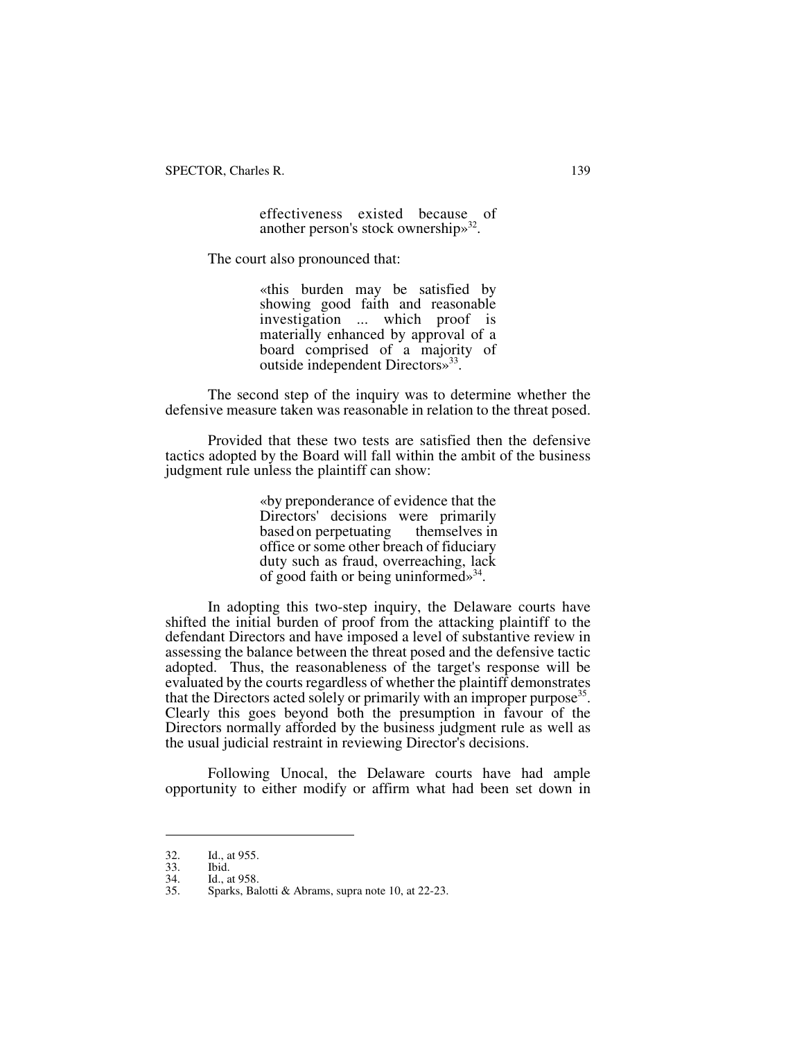> effectiveness existed because of another person's stock ownership»[32].

The court also pronounced that:

> «this burden may be satisfied by showing good faith and reasonable investigation ... which proof is materially enhanced by approval of a board comprised of a majority of outside independent Directors»[33].

The second step of the inquiry was to determine whether the defensive measure taken was reasonable in relation to the threat posed.

Provided that these two tests are satisfied then the defensive tactics adopted by the Board will fall within the ambit of the business judgment rule unless the plaintiff can show:

> «by preponderance of evidence that the Directors' decisions were primarily based on perpetuating themselves in office or some other breach of fiduciary duty such as fraud, overreaching, lack of good faith or being uninformed»[34].

In adopting this two-step inquiry, the Delaware courts have shifted the initial burden of proof from the attacking plaintiff to the defendant Directors and have imposed a level of substantive review in assessing the balance between the threat posed and the defensive tactic adopted. Thus, the reasonableness of the target's response will be evaluated by the courts regardless of whether the plaintiff demonstrates that the Directors acted solely or primarily with an improper purpose[35]. Clearly this goes beyond both the presumption in favour of the Directors normally afforded by the business judgment rule as well as the usual judicial restraint in reviewing Director's decisions.

Following Unocal, the Delaware courts have had ample opportunity to either modify or affirm what had been set down in

---

32. Id., at 955.
33. Ibid.
34. Id., at 958.
35. Sparks, Balotti & Abrams, supra note 10, at 22-23.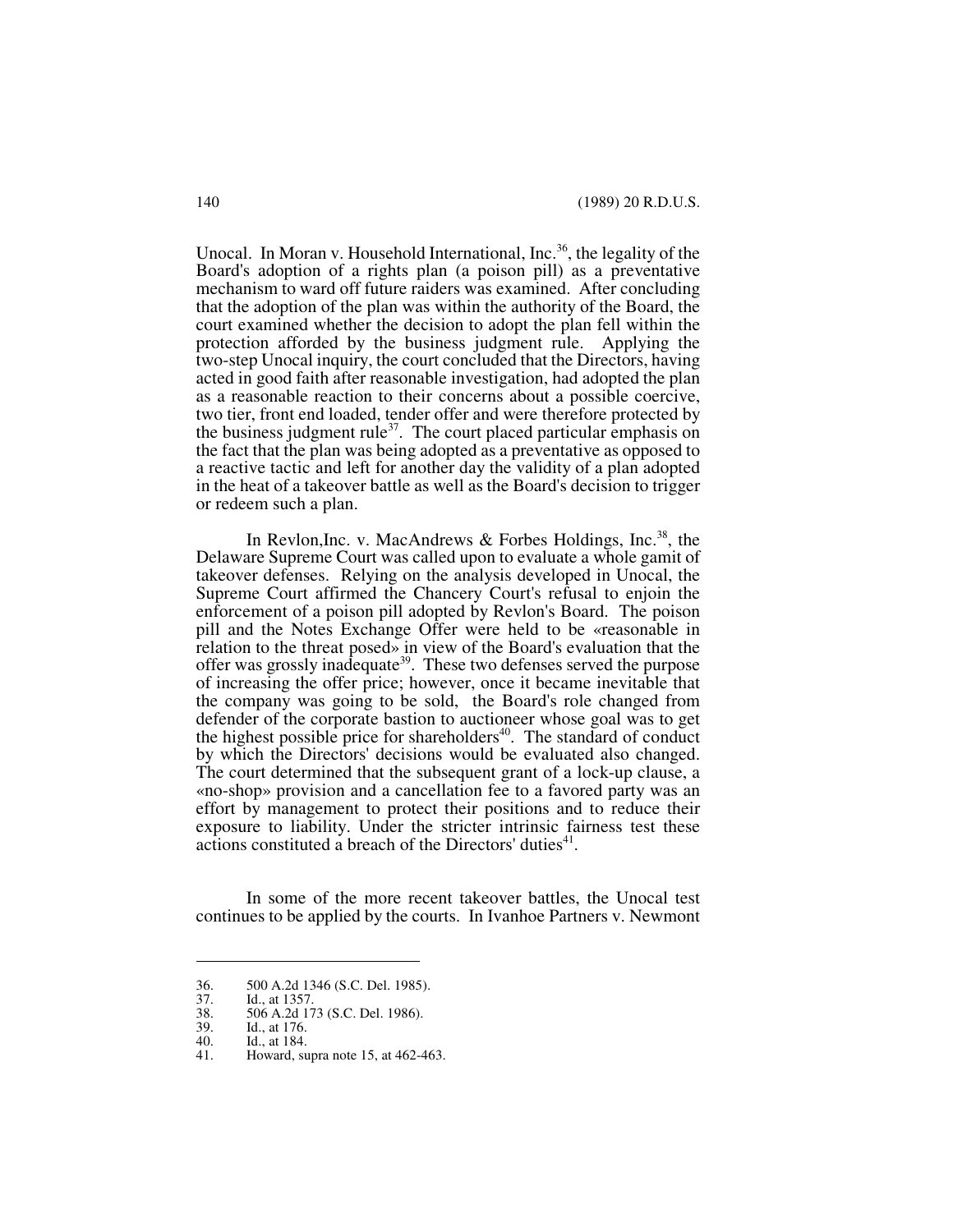Unocal. In Moran v. Household International, Inc.[36], the legality of the Board's adoption of a rights plan (a poison pill) as a preventative mechanism to ward off future raiders was examined. After concluding that the adoption of the plan was within the authority of the Board, the court examined whether the decision to adopt the plan fell within the protection afforded by the business judgment rule. Applying the two-step Unocal inquiry, the court concluded that the Directors, having acted in good faith after reasonable investigation, had adopted the plan as a reasonable reaction to their concerns about a possible coercive, two tier, front end loaded, tender offer and were therefore protected by the business judgment rule[37]. The court placed particular emphasis on the fact that the plan was being adopted as a preventative as opposed to a reactive tactic and left for another day the validity of a plan adopted in the heat of a takeover battle as well as the Board's decision to trigger or redeem such a plan.

In Revlon,Inc. v. MacAndrews & Forbes Holdings, Inc.[38], the Delaware Supreme Court was called upon to evaluate a whole gamit of takeover defenses. Relying on the analysis developed in Unocal, the Supreme Court affirmed the Chancery Court's refusal to enjoin the enforcement of a poison pill adopted by Revlon's Board. The poison pill and the Notes Exchange Offer were held to be «reasonable in relation to the threat posed» in view of the Board's evaluation that the offer was grossly inadequate[39]. These two defenses served the purpose of increasing the offer price; however, once it became inevitable that the company was going to be sold, the Board's role changed from defender of the corporate bastion to auctioneer whose goal was to get the highest possible price for shareholders[40]. The standard of conduct by which the Directors' decisions would be evaluated also changed. The court determined that the subsequent grant of a lock-up clause, a «no-shop» provision and a cancellation fee to a favored party was an effort by management to protect their positions and to reduce their exposure to liability. Under the stricter intrinsic fairness test these actions constituted a breach of the Directors' duties[41].

In some of the more recent takeover battles, the Unocal test continues to be applied by the courts. In Ivanhoe Partners v. Newmont

---

36. 500 A.2d 1346 (S.C. Del. 1985).
37. Id., at 1357.
38. 506 A.2d 173 (S.C. Del. 1986).
39. Id., at 176.
40. Id., at 184.
41. Howard, supra note 15, at 462-463.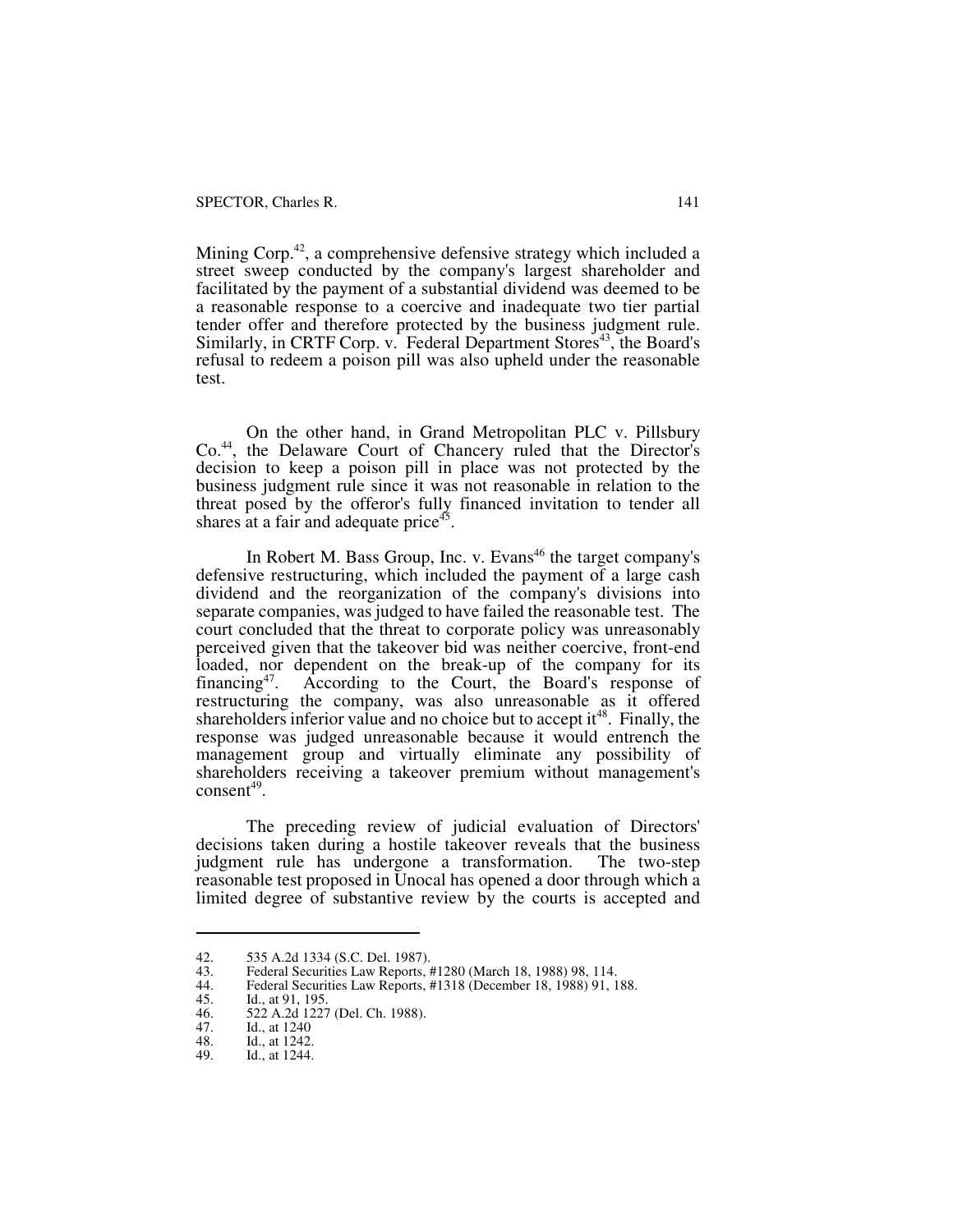Mining Corp.[42], a comprehensive defensive strategy which included a street sweep conducted by the company's largest shareholder and facilitated by the payment of a substantial dividend was deemed to be a reasonable response to a coercive and inadequate two tier partial tender offer and therefore protected by the business judgment rule. Similarly, in CRTF Corp. v. Federal Department Stores[43], the Board's refusal to redeem a poison pill was also upheld under the reasonable test.

On the other hand, in Grand Metropolitan PLC v. Pillsbury Co.[44], the Delaware Court of Chancery ruled that the Director's decision to keep a poison pill in place was not protected by the business judgment rule since it was not reasonable in relation to the threat posed by the offeror's fully financed invitation to tender all shares at a fair and adequate price[45].

In Robert M. Bass Group, Inc. v. Evans[46] the target company's defensive restructuring, which included the payment of a large cash dividend and the reorganization of the company's divisions into separate companies, was judged to have failed the reasonable test. The court concluded that the threat to corporate policy was unreasonably perceived given that the takeover bid was neither coercive, front-end loaded, nor dependent on the break-up of the company for its financing[47]. According to the Court, the Board's response of restructuring the company, was also unreasonable as it offered shareholders inferior value and no choice but to accept it[48]. Finally, the response was judged unreasonable because it would entrench the management group and virtually eliminate any possibility of shareholders receiving a takeover premium without management's consent[49].

The preceding review of judicial evaluation of Directors' decisions taken during a hostile takeover reveals that the business judgment rule has undergone a transformation. The two-step reasonable test proposed in Unocal has opened a door through which a limited degree of substantive review by the courts is accepted and

---

42. 535 A.2d 1334 (S.C. Del. 1987).
43. Federal Securities Law Reports, #1280 (March 18, 1988) 98, 114.
44. Federal Securities Law Reports, #1318 (December 18, 1988) 91, 188.
45. Id., at 91, 195.
46. 522 A.2d 1227 (Del. Ch. 1988).
47. Id., at 1240
48. Id., at 1242.
49. Id., at 1244.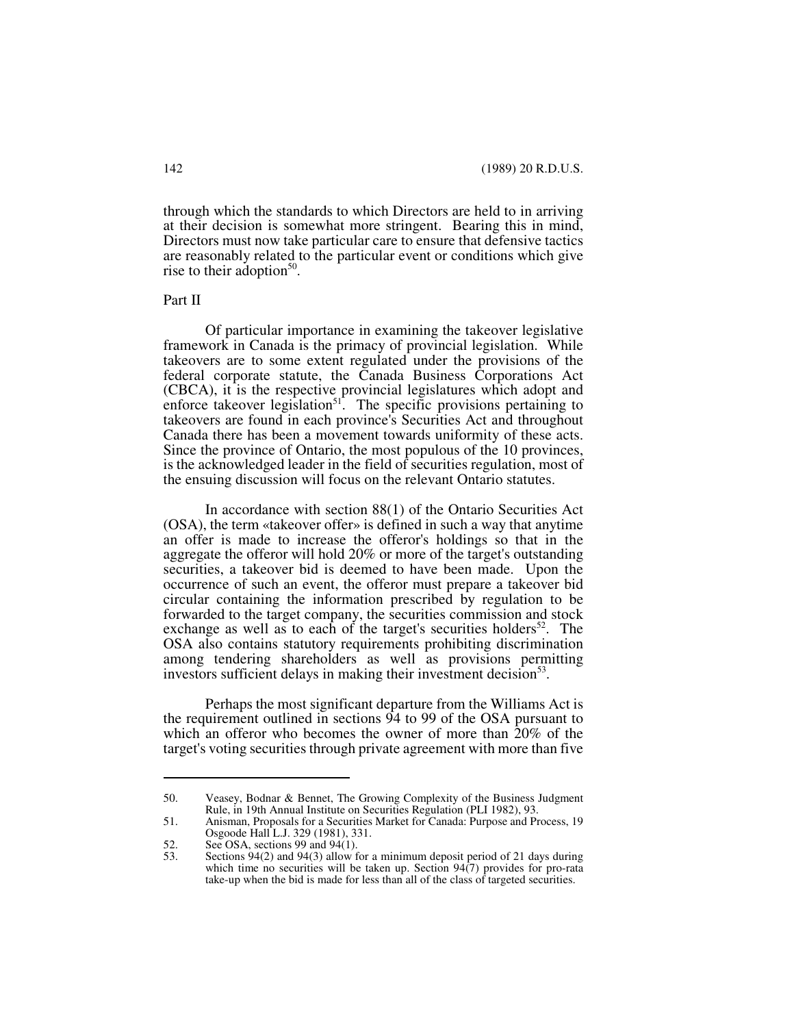through which the standards to which Directors are held to in arriving at their decision is somewhat more stringent. Bearing this in mind, Directors must now take particular care to ensure that defensive tactics are reasonably related to the particular event or conditions which give rise to their adoption[50].

Part II

Of particular importance in examining the takeover legislative framework in Canada is the primacy of provincial legislation. While takeovers are to some extent regulated under the provisions of the federal corporate statute, the Canada Business Corporations Act (CBCA), it is the respective provincial legislatures which adopt and enforce takeover legislation[51]. The specific provisions pertaining to takeovers are found in each province's Securities Act and throughout Canada there has been a movement towards uniformity of these acts. Since the province of Ontario, the most populous of the 10 provinces, is the acknowledged leader in the field of securities regulation, most of the ensuing discussion will focus on the relevant Ontario statutes.

In accordance with section 88(1) of the Ontario Securities Act (OSA), the term «takeover offer» is defined in such a way that anytime an offer is made to increase the offeror's holdings so that in the aggregate the offeror will hold 20% or more of the target's outstanding securities, a takeover bid is deemed to have been made. Upon the occurrence of such an event, the offeror must prepare a takeover bid circular containing the information prescribed by regulation to be forwarded to the target company, the securities commission and stock exchange as well as to each of the target's securities holders[52]. The OSA also contains statutory requirements prohibiting discrimination among tendering shareholders as well as provisions permitting investors sufficient delays in making their investment decision[53].

Perhaps the most significant departure from the Williams Act is the requirement outlined in sections 94 to 99 of the OSA pursuant to which an offeror who becomes the owner of more than 20% of the target's voting securities through private agreement with more than five

---

50. Veasey, Bodnar & Bennet, The Growing Complexity of the Business Judgment Rule, in 19th Annual Institute on Securities Regulation (PLI 1982), 93.
51. Anisman, Proposals for a Securities Market for Canada: Purpose and Process, 19 Osgoode Hall L.J. 329 (1981), 331.
52. See OSA, sections 99 and 94(1).
53. Sections 94(2) and 94(3) allow for a minimum deposit period of 21 days during which time no securities will be taken up. Section 94(7) provides for pro-rata take-up when the bid is made for less than all of the class of targeted securities.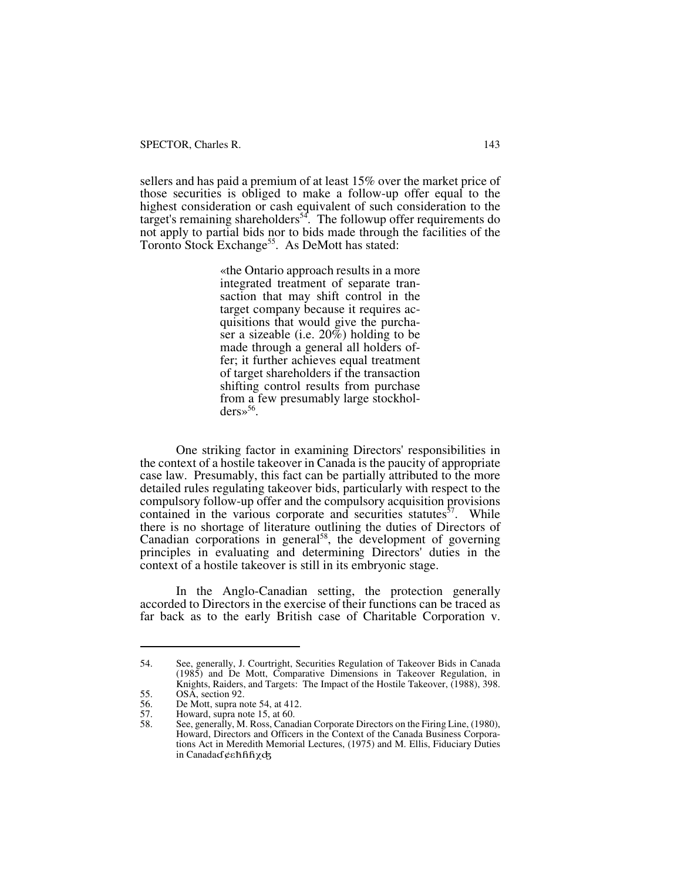sellers and has paid a premium of at least 15% over the market price of those securities is obliged to make a follow-up offer equal to the highest consideration or cash equivalent of such consideration to the target's remaining shareholders[54]. The followup offer requirements do not apply to partial bids nor to bids made through the facilities of the Toronto Stock Exchange[55]. As DeMott has stated:

> «the Ontario approach results in a more integrated treatment of separate transaction that may shift control in the target company because it requires acquisitions that would give the purchaser a sizeable (i.e. 20%) holding to be made through a general all holders offer; it further achieves equal treatment of target shareholders if the transaction shifting control results from purchase from a few presumably large stockholders»[56].

One striking factor in examining Directors' responsibilities in the context of a hostile takeover in Canada is the paucity of appropriate case law. Presumably, this fact can be partially attributed to the more detailed rules regulating takeover bids, particularly with respect to the compulsory follow-up offer and the compulsory acquisition provisions contained in the various corporate and securities statutes[57]. While there is no shortage of literature outlining the duties of Directors of Canadian corporations in general[58], the development of governing principles in evaluating and determining Directors' duties in the context of a hostile takeover is still in its embryonic stage.

In the Anglo-Canadian setting, the protection generally accorded to Directors in the exercise of their functions can be traced as far back as to the early British case of Charitable Corporation v.

---

54. See, generally, J. Courtright, Securities Regulation of Takeover Bids in Canada (1985) and De Mott, Comparative Dimensions in Takeover Regulation, in Knights, Raiders, and Targets: The Impact of the Hostile Takeover, (1988), 398.
55. OSA, section 92.
56. De Mott, supra note 54, at 412.
57. Howard, supra note 15, at 60.
58. See, generally, M. Ross, Canadian Corporate Directors on the Firing Line, (1980), Howard, Directors and Officers in the Context of the Canada Business Corporations Act in Meredith Memorial Lectures, (1975) and M. Ellis, Fiduciary Duties in Canada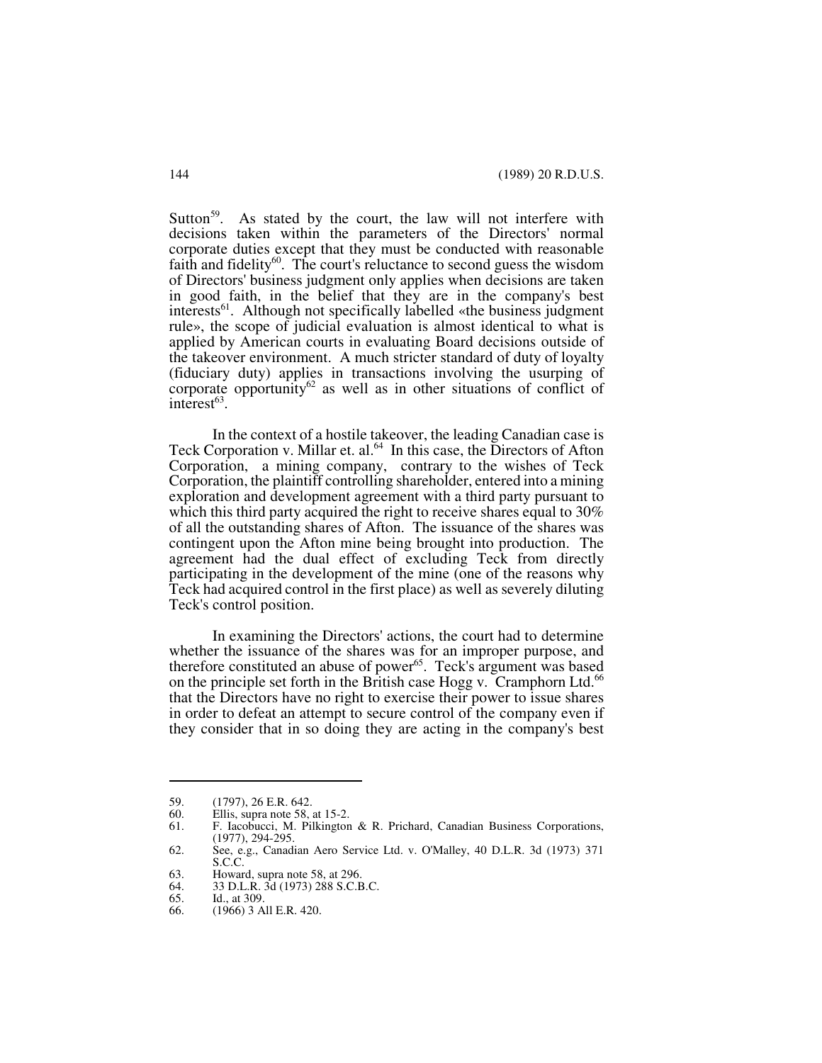Sutton[59]. As stated by the court, the law will not interfere with decisions taken within the parameters of the Directors' normal corporate duties except that they must be conducted with reasonable faith and fidelity[60]. The court's reluctance to second guess the wisdom of Directors' business judgment only applies when decisions are taken in good faith, in the belief that they are in the company's best interests[61]. Although not specifically labelled «the business judgment rule», the scope of judicial evaluation is almost identical to what is applied by American courts in evaluating Board decisions outside of the takeover environment. A much stricter standard of duty of loyalty (fiduciary duty) applies in transactions involving the usurping of corporate opportunity[62] as well as in other situations of conflict of interest[63].

In the context of a hostile takeover, the leading Canadian case is Teck Corporation v. Millar et. al.[64] In this case, the Directors of Afton Corporation, a mining company, contrary to the wishes of Teck Corporation, the plaintiff controlling shareholder, entered into a mining exploration and development agreement with a third party pursuant to which this third party acquired the right to receive shares equal to 30% of all the outstanding shares of Afton. The issuance of the shares was contingent upon the Afton mine being brought into production. The agreement had the dual effect of excluding Teck from directly participating in the development of the mine (one of the reasons why Teck had acquired control in the first place) as well as severely diluting Teck's control position.

In examining the Directors' actions, the court had to determine whether the issuance of the shares was for an improper purpose, and therefore constituted an abuse of power[65]. Teck's argument was based on the principle set forth in the British case Hogg v. Cramphorn Ltd.[66] that the Directors have no right to exercise their power to issue shares in order to defeat an attempt to secure control of the company even if they consider that in so doing they are acting in the company's best

---

59. (1797), 26 E.R. 642.
60. Ellis, supra note 58, at 15-2.
61. F. Iacobucci, M. Pilkington & R. Prichard, Canadian Business Corporations, (1977), 294-295.
62. See, e.g., Canadian Aero Service Ltd. v. O'Malley, 40 D.L.R. 3d (1973) 371 S.C.C.
63. Howard, supra note 58, at 296.
64. 33 D.L.R. 3d (1973) 288 S.C.B.C.
65. Id., at 309.
66. (1966) 3 All E.R. 420.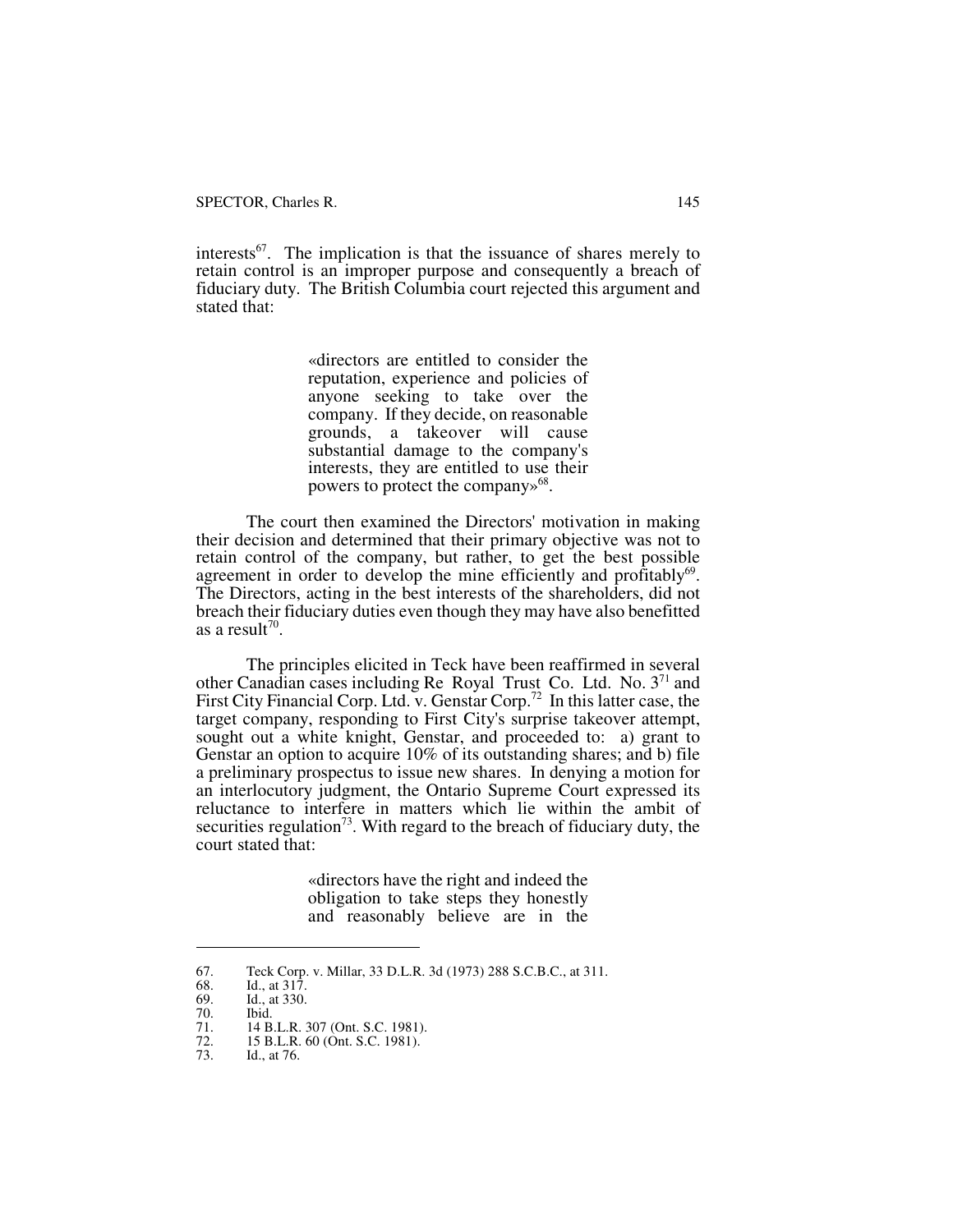interests[67]. The implication is that the issuance of shares merely to retain control is an improper purpose and consequently a breach of fiduciary duty. The British Columbia court rejected this argument and stated that:

> «directors are entitled to consider the reputation, experience and policies of anyone seeking to take over the company. If they decide, on reasonable grounds, a takeover will cause substantial damage to the company's interests, they are entitled to use their powers to protect the company»[68].

The court then examined the Directors' motivation in making their decision and determined that their primary objective was not to retain control of the company, but rather, to get the best possible agreement in order to develop the mine efficiently and profitably[69]. The Directors, acting in the best interests of the shareholders, did not breach their fiduciary duties even though they may have also benefitted as a result[70].

The principles elicited in Teck have been reaffirmed in several other Canadian cases including Re Royal Trust Co. Ltd. No. 3[71] and First City Financial Corp. Ltd. v. Genstar Corp.[72] In this latter case, the target company, responding to First City's surprise takeover attempt, sought out a white knight, Genstar, and proceeded to: a) grant to Genstar an option to acquire 10% of its outstanding shares; and b) file a preliminary prospectus to issue new shares. In denying a motion for an interlocutory judgment, the Ontario Supreme Court expressed its reluctance to interfere in matters which lie within the ambit of securities regulation[73]. With regard to the breach of fiduciary duty, the court stated that:

> «directors have the right and indeed the obligation to take steps they honestly and reasonably believe are in the

---

67. Teck Corp. v. Millar, 33 D.L.R. 3d (1973) 288 S.C.B.C., at 311.
68. Id., at 317.
69. Id., at 330.
70. Ibid.
71. 14 B.L.R. 307 (Ont. S.C. 1981).
72. 15 B.L.R. 60 (Ont. S.C. 1981).
73. Id., at 76.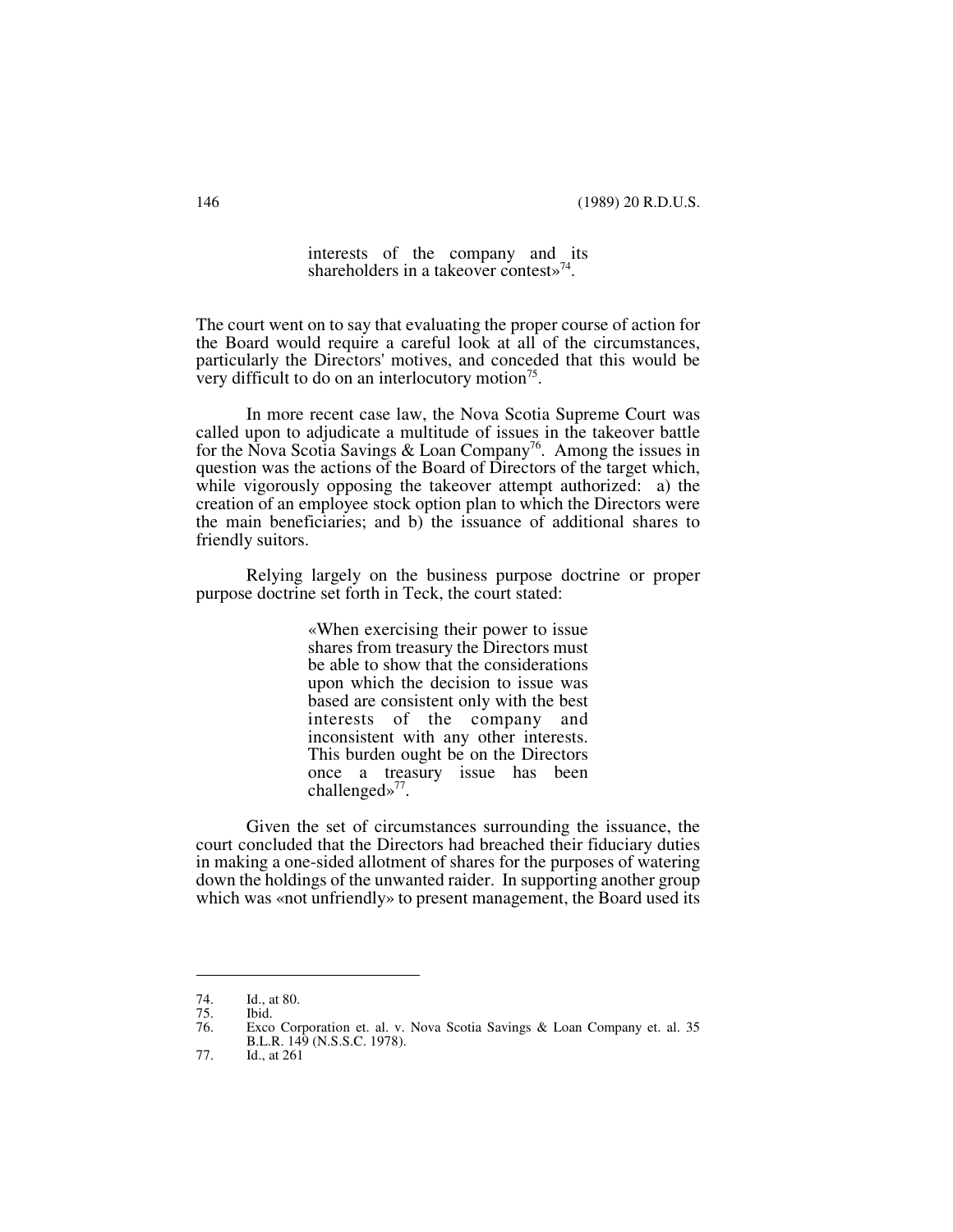> interests of the company and its shareholders in a takeover contest»[74].

The court went on to say that evaluating the proper course of action for the Board would require a careful look at all of the circumstances, particularly the Directors' motives, and conceded that this would be very difficult to do on an interlocutory motion[75].

In more recent case law, the Nova Scotia Supreme Court was called upon to adjudicate a multitude of issues in the takeover battle for the Nova Scotia Savings & Loan Company[76]. Among the issues in question was the actions of the Board of Directors of the target which, while vigorously opposing the takeover attempt authorized: a) the creation of an employee stock option plan to which the Directors were the main beneficiaries; and b) the issuance of additional shares to friendly suitors.

Relying largely on the business purpose doctrine or proper purpose doctrine set forth in Teck, the court stated:

> «When exercising their power to issue shares from treasury the Directors must be able to show that the considerations upon which the decision to issue was based are consistent only with the best interests of the company and inconsistent with any other interests. This burden ought be on the Directors once a treasury issue has been challenged»[77].

Given the set of circumstances surrounding the issuance, the court concluded that the Directors had breached their fiduciary duties in making a one-sided allotment of shares for the purposes of watering down the holdings of the unwanted raider. In supporting another group which was «not unfriendly» to present management, the Board used its

---

74. Id., at 80.
75. Ibid.
76. Exco Corporation et. al. v. Nova Scotia Savings & Loan Company et. al. 35 B.L.R. 149 (N.S.S.C. 1978).
77. Id., at 261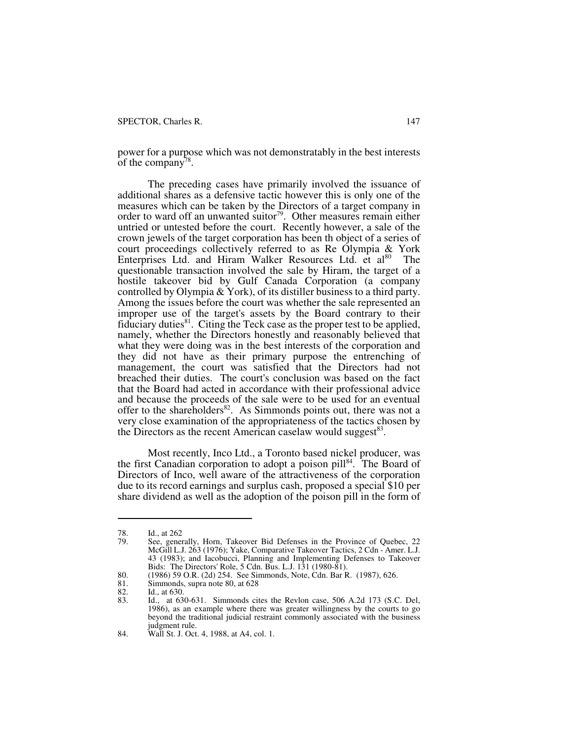power for a purpose which was not demonstratably in the best interests of the company[78].

The preceding cases have primarily involved the issuance of additional shares as a defensive tactic however this is only one of the measures which can be taken by the Directors of a target company in order to ward off an unwanted suitor[79]. Other measures remain either untried or untested before the court. Recently however, a sale of the crown jewels of the target corporation has been th object of a series of court proceedings collectively referred to as Re Olympia & York Enterprises Ltd. and Hiram Walker Resources Ltd. et al[80] The questionable transaction involved the sale by Hiram, the target of a hostile takeover bid by Gulf Canada Corporation (a company controlled by Olympia & York), of its distiller business to a third party. Among the issues before the court was whether the sale represented an improper use of the target's assets by the Board contrary to their fiduciary duties[81]. Citing the Teck case as the proper test to be applied, namely, whether the Directors honestly and reasonably believed that what they were doing was in the best interests of the corporation and they did not have as their primary purpose the entrenching of management, the court was satisfied that the Directors had not breached their duties. The court's conclusion was based on the fact that the Board had acted in accordance with their professional advice and because the proceeds of the sale were to be used for an eventual offer to the shareholders[82]. As Simmonds points out, there was not a very close examination of the appropriateness of the tactics chosen by the Directors as the recent American caselaw would suggest[83].

Most recently, Inco Ltd., a Toronto based nickel producer, was the first Canadian corporation to adopt a poison pill[84]. The Board of Directors of Inco, well aware of the attractiveness of the corporation due to its record earnings and surplus cash, proposed a special $10 per share dividend as well as the adoption of the poison pill in the form of

---

78. Id., at 262
79. See, generally, Horn, Takeover Bid Defenses in the Province of Quebec, 22 McGill L.J. 263 (1976); Yake, Comparative Takeover Tactics, 2 Cdn - Amer. L.J. 43 (1983); and Iacobucci, Planning and Implementing Defenses to Takeover Bids: The Directors' Role, 5 Cdn. Bus. L.J. 131 (1980-81).
80. (1986) 59 O.R. (2d) 254. See Simmonds, Note, Cdn. Bar R. (1987), 626.
81. Simmonds, supra note 80, at 628
82. Id., at 630.
83. Id., at 630-631. Simmonds cites the Revlon case, 506 A.2d 173 (S.C. Del, 1986), as an example where there was greater willingness by the courts to go beyond the traditional judicial restraint commonly associated with the business judgment rule.
84. Wall St. J. Oct. 4, 1988, at A4, col. 1.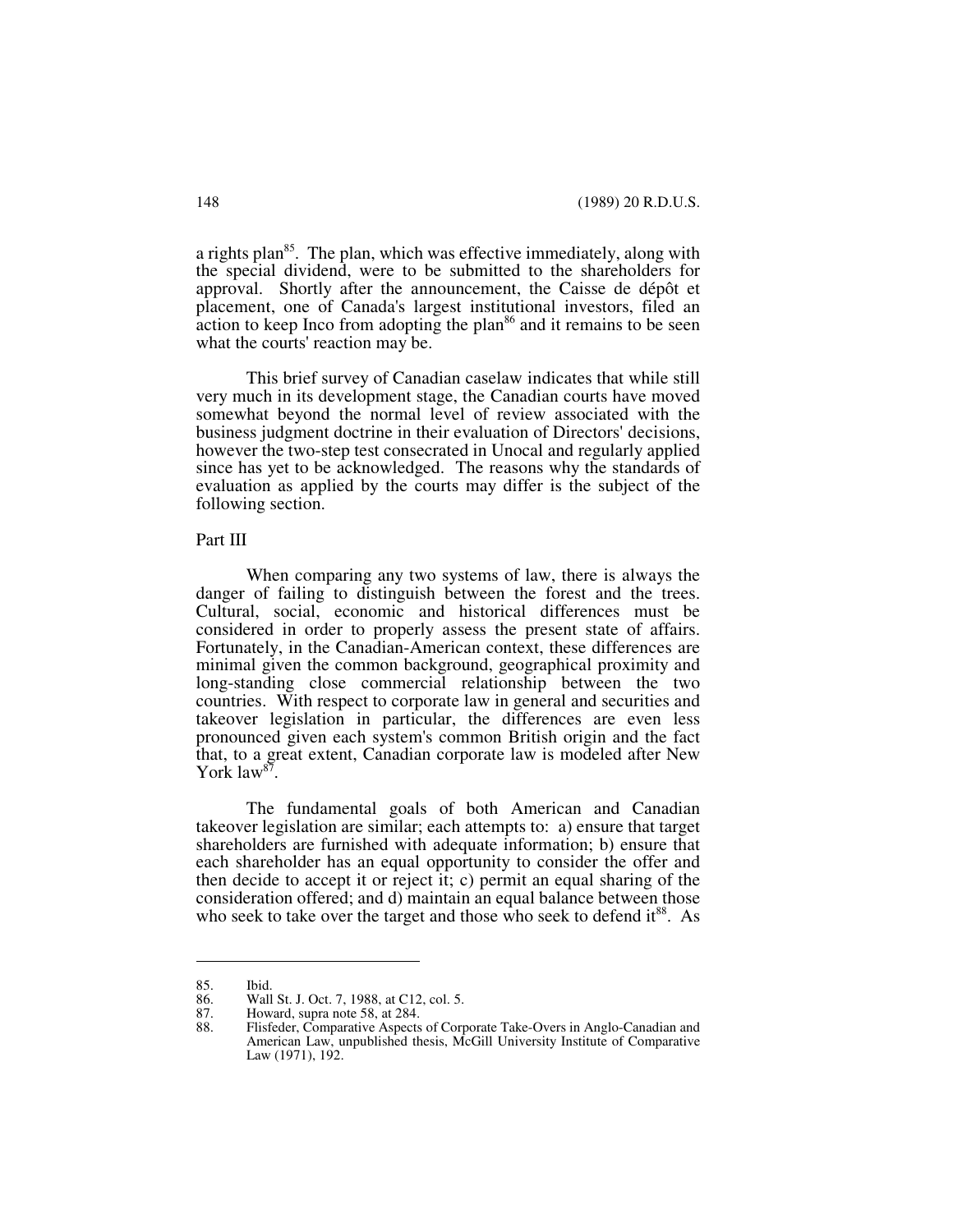a rights plan[85]. The plan, which was effective immediately, along with the special dividend, were to be submitted to the shareholders for approval. Shortly after the announcement, the Caisse de dépôt et placement, one of Canada's largest institutional investors, filed an action to keep Inco from adopting the plan[86] and it remains to be seen what the courts' reaction may be.

This brief survey of Canadian caselaw indicates that while still very much in its development stage, the Canadian courts have moved somewhat beyond the normal level of review associated with the business judgment doctrine in their evaluation of Directors' decisions, however the two-step test consecrated in Unocal and regularly applied since has yet to be acknowledged. The reasons why the standards of evaluation as applied by the courts may differ is the subject of the following section.

## Part III

When comparing any two systems of law, there is always the danger of failing to distinguish between the forest and the trees. Cultural, social, economic and historical differences must be considered in order to properly assess the present state of affairs. Fortunately, in the Canadian-American context, these differences are minimal given the common background, geographical proximity and long-standing close commercial relationship between the two countries. With respect to corporate law in general and securities and takeover legislation in particular, the differences are even less pronounced given each system's common British origin and the fact that, to a great extent, Canadian corporate law is modeled after New York law[87].

The fundamental goals of both American and Canadian takeover legislation are similar; each attempts to: a) ensure that target shareholders are furnished with adequate information; b) ensure that each shareholder has an equal opportunity to consider the offer and then decide to accept it or reject it; c) permit an equal sharing of the consideration offered; and d) maintain an equal balance between those who seek to take over the target and those who seek to defend it[88]. As

---

85. Ibid.
86. Wall St. J. Oct. 7, 1988, at C12, col. 5.
87. Howard, supra note 58, at 284.
88. Flisfeder, Comparative Aspects of Corporate Take-Overs in Anglo-Canadian and American Law, unpublished thesis, McGill University Institute of Comparative Law (1971), 192.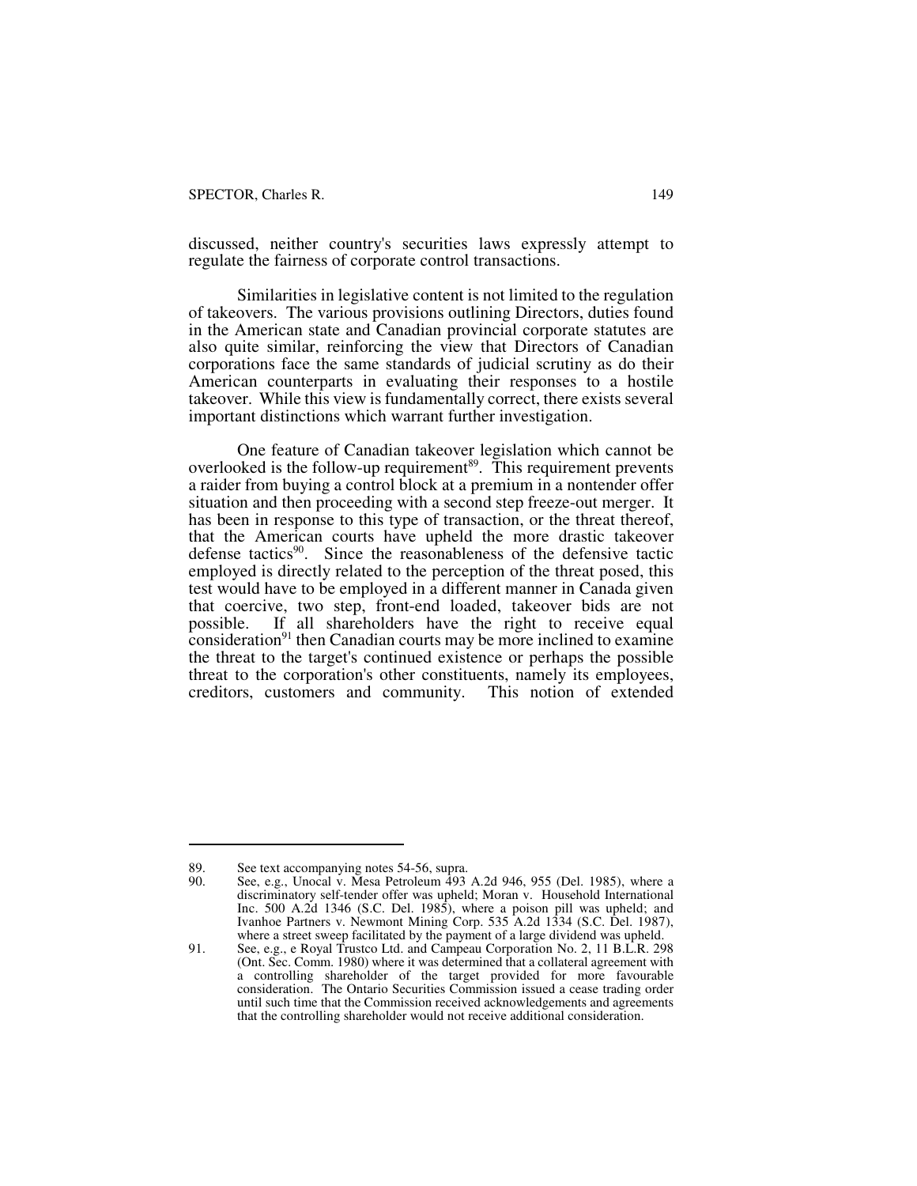discussed, neither country's securities laws expressly attempt to regulate the fairness of corporate control transactions.

Similarities in legislative content is not limited to the regulation of takeovers. The various provisions outlining Directors, duties found in the American state and Canadian provincial corporate statutes are also quite similar, reinforcing the view that Directors of Canadian corporations face the same standards of judicial scrutiny as do their American counterparts in evaluating their responses to a hostile takeover. While this view is fundamentally correct, there exists several important distinctions which warrant further investigation.

One feature of Canadian takeover legislation which cannot be overlooked is the follow-up requirement[89]. This requirement prevents a raider from buying a control block at a premium in a nontender offer situation and then proceeding with a second step freeze-out merger. It has been in response to this type of transaction, or the threat thereof, that the American courts have upheld the more drastic takeover defense tactics[90]. Since the reasonableness of the defensive tactic employed is directly related to the perception of the threat posed, this test would have to be employed in a different manner in Canada given that coercive, two step, front-end loaded, takeover bids are not possible. If all shareholders have the right to receive equal consideration[91] then Canadian courts may be more inclined to examine the threat to the target's continued existence or perhaps the possible threat to the corporation's other constituents, namely its employees, creditors, customers and community. This notion of extended

---

89. See text accompanying notes 54-56, supra.

90. See, e.g., Unocal v. Mesa Petroleum 493 A.2d 946, 955 (Del. 1985), where a discriminatory self-tender offer was upheld; Moran v. Household International Inc. 500 A.2d 1346 (S.C. Del. 1985), where a poison pill was upheld; and Ivanhoe Partners v. Newmont Mining Corp. 535 A.2d 1334 (S.C. Del. 1987), where a street sweep facilitated by the payment of a large dividend was upheld.

91. See, e.g., e Royal Trustco Ltd. and Campeau Corporation No. 2, 11 B.L.R. 298 (Ont. Sec. Comm. 1980) where it was determined that a collateral agreement with a controlling shareholder of the target provided for more favourable consideration. The Ontario Securities Commission issued a cease trading order until such time that the Commission received acknowledgements and agreements that the controlling shareholder would not receive additional consideration.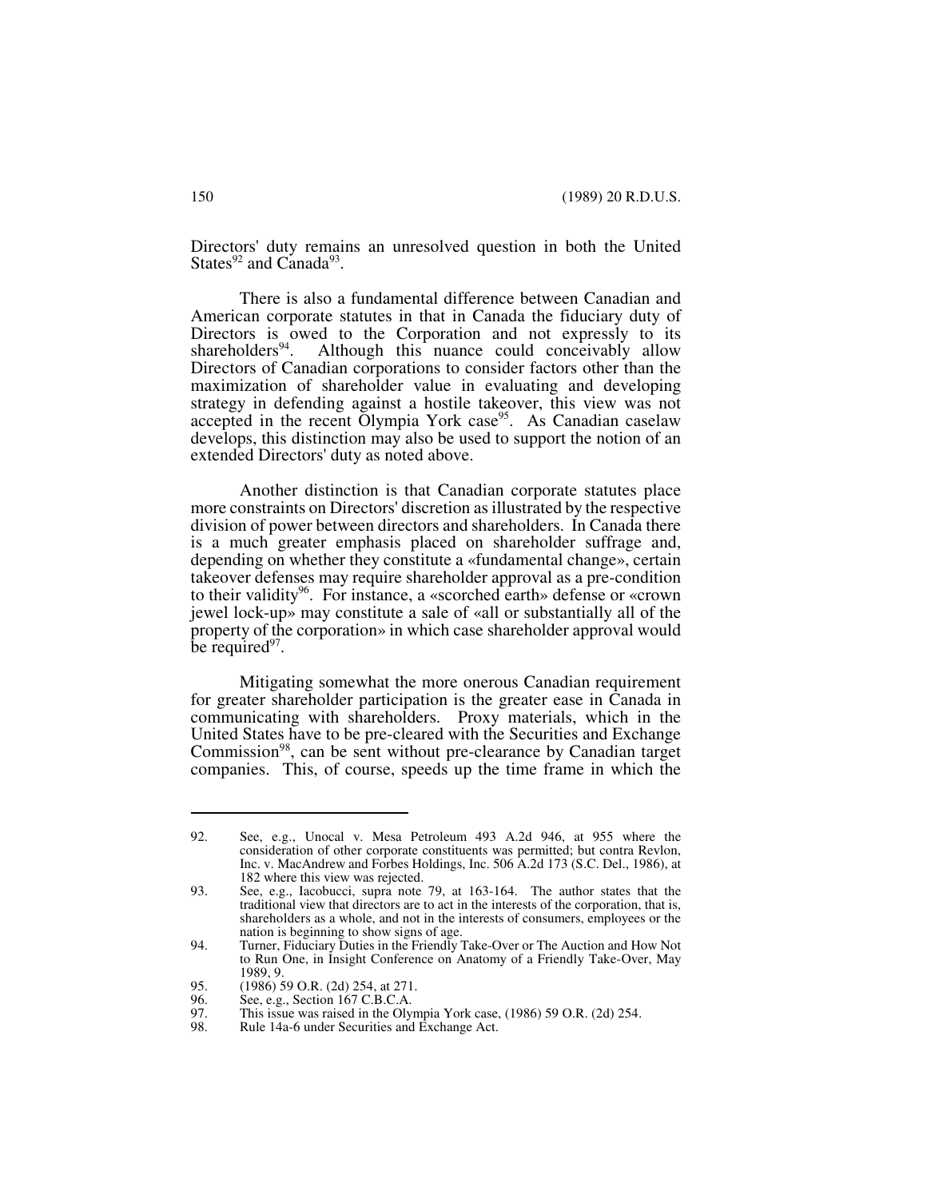Directors' duty remains an unresolved question in both the United States[92] and Canada[93].

There is also a fundamental difference between Canadian and American corporate statutes in that in Canada the fiduciary duty of Directors is owed to the Corporation and not expressly to its shareholders[94]. Although this nuance could conceivably allow Directors of Canadian corporations to consider factors other than the maximization of shareholder value in evaluating and developing strategy in defending against a hostile takeover, this view was not accepted in the recent Olympia York case[95]. As Canadian caselaw develops, this distinction may also be used to support the notion of an extended Directors' duty as noted above.

Another distinction is that Canadian corporate statutes place more constraints on Directors' discretion as illustrated by the respective division of power between directors and shareholders. In Canada there is a much greater emphasis placed on shareholder suffrage and, depending on whether they constitute a «fundamental change», certain takeover defenses may require shareholder approval as a pre-condition to their validity[96]. For instance, a «scorched earth» defense or «crown jewel lock-up» may constitute a sale of «all or substantially all of the property of the corporation» in which case shareholder approval would be required[97].

Mitigating somewhat the more onerous Canadian requirement for greater shareholder participation is the greater ease in Canada in communicating with shareholders. Proxy materials, which in the United States have to be pre-cleared with the Securities and Exchange Commission[98], can be sent without pre-clearance by Canadian target companies. This, of course, speeds up the time frame in which the

---

92. See, e.g., Unocal v. Mesa Petroleum 493 A.2d 946, at 955 where the consideration of other corporate constituents was permitted; but contra Revlon, Inc. v. MacAndrew and Forbes Holdings, Inc. 506 A.2d 173 (S.C. Del., 1986), at 182 where this view was rejected.
93. See, e.g., Iacobucci, supra note 79, at 163-164. The author states that the traditional view that directors are to act in the interests of the corporation, that is, shareholders as a whole, and not in the interests of consumers, employees or the nation is beginning to show signs of age.
94. Turner, Fiduciary Duties in the Friendly Take-Over or The Auction and How Not to Run One, in Insight Conference on Anatomy of a Friendly Take-Over, May 1989, 9.
95. (1986) 59 O.R. (2d) 254, at 271.
96. See, e.g., Section 167 C.B.C.A.
97. This issue was raised in the Olympia York case, (1986) 59 O.R. (2d) 254.
98. Rule 14a-6 under Securities and Exchange Act.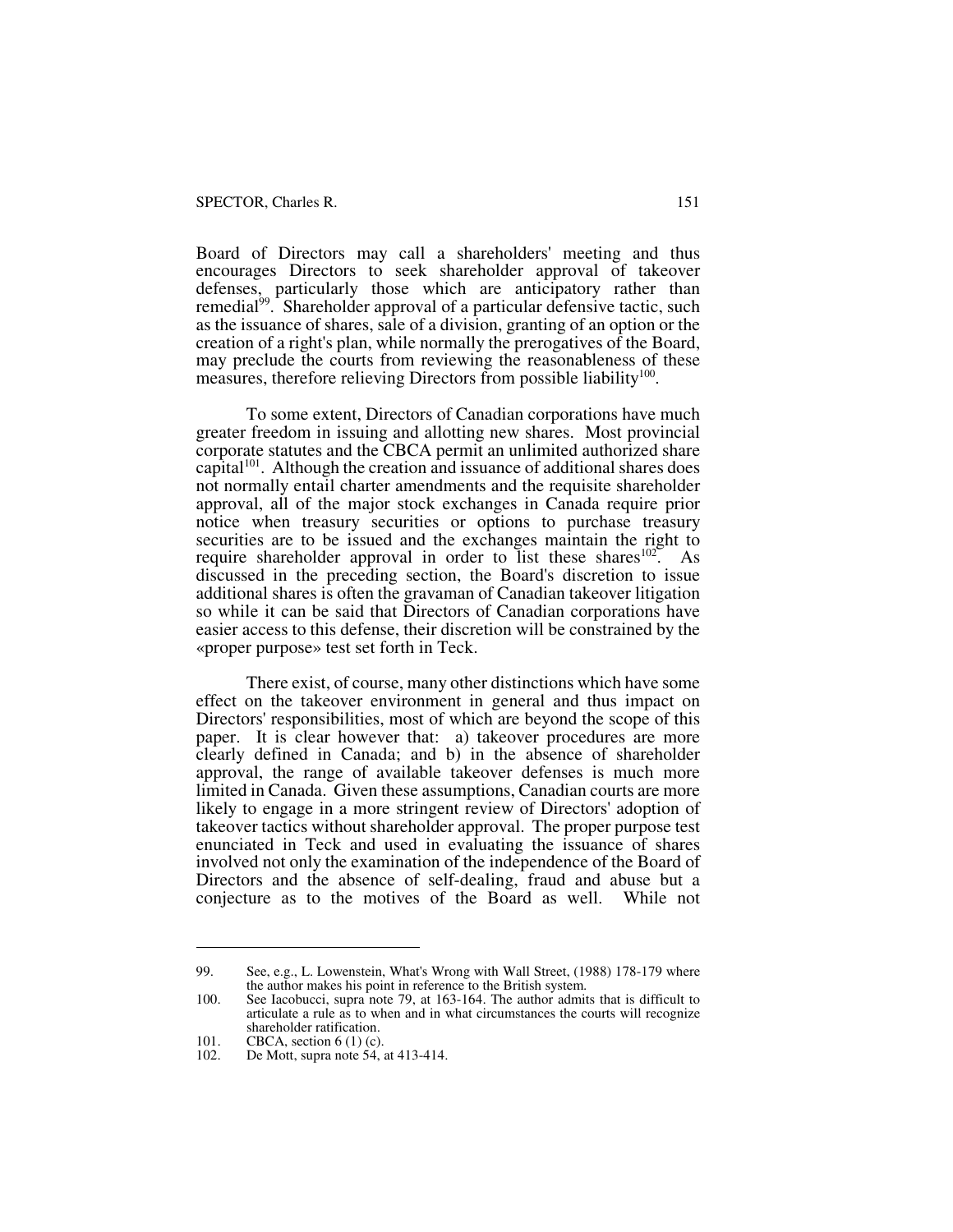Board of Directors may call a shareholders' meeting and thus encourages Directors to seek shareholder approval of takeover defenses, particularly those which are anticipatory rather than remedial[99]. Shareholder approval of a particular defensive tactic, such as the issuance of shares, sale of a division, granting of an option or the creation of a right's plan, while normally the prerogatives of the Board, may preclude the courts from reviewing the reasonableness of these measures, therefore relieving Directors from possible liability[100].

To some extent, Directors of Canadian corporations have much greater freedom in issuing and allotting new shares. Most provincial corporate statutes and the CBCA permit an unlimited authorized share capital[101]. Although the creation and issuance of additional shares does not normally entail charter amendments and the requisite shareholder approval, all of the major stock exchanges in Canada require prior notice when treasury securities or options to purchase treasury securities are to be issued and the exchanges maintain the right to require shareholder approval in order to list these shares[102]. As discussed in the preceding section, the Board's discretion to issue additional shares is often the gravaman of Canadian takeover litigation so while it can be said that Directors of Canadian corporations have easier access to this defense, their discretion will be constrained by the «proper purpose» test set forth in Teck.

There exist, of course, many other distinctions which have some effect on the takeover environment in general and thus impact on Directors' responsibilities, most of which are beyond the scope of this paper. It is clear however that: a) takeover procedures are more clearly defined in Canada; and b) in the absence of shareholder approval, the range of available takeover defenses is much more limited in Canada. Given these assumptions, Canadian courts are more likely to engage in a more stringent review of Directors' adoption of takeover tactics without shareholder approval. The proper purpose test enunciated in Teck and used in evaluating the issuance of shares involved not only the examination of the independence of the Board of Directors and the absence of self-dealing, fraud and abuse but a conjecture as to the motives of the Board as well. While not

---

99. See, e.g., L. Lowenstein, What's Wrong with Wall Street, (1988) 178-179 where the author makes his point in reference to the British system.
100. See Iacobucci, supra note 79, at 163-164. The author admits that is difficult to articulate a rule as to when and in what circumstances the courts will recognize shareholder ratification.
101. CBCA, section 6 (1) (c).
102. De Mott, supra note 54, at 413-414.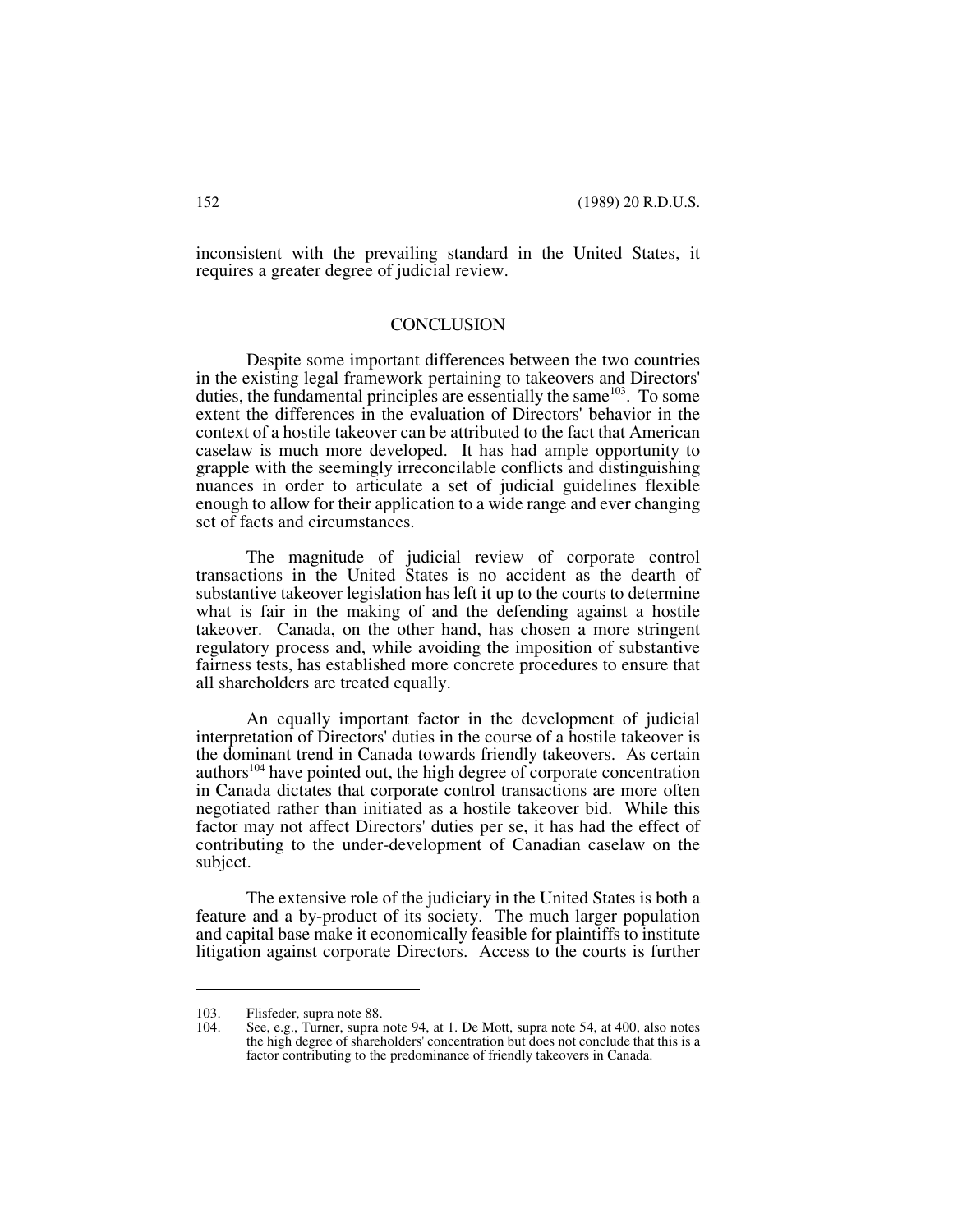inconsistent with the prevailing standard in the United States, it requires a greater degree of judicial review.

## CONCLUSION

Despite some important differences between the two countries in the existing legal framework pertaining to takeovers and Directors' duties, the fundamental principles are essentially the same[103]. To some extent the differences in the evaluation of Directors' behavior in the context of a hostile takeover can be attributed to the fact that American caselaw is much more developed. It has had ample opportunity to grapple with the seemingly irreconcilable conflicts and distinguishing nuances in order to articulate a set of judicial guidelines flexible enough to allow for their application to a wide range and ever changing set of facts and circumstances.

The magnitude of judicial review of corporate control transactions in the United States is no accident as the dearth of substantive takeover legislation has left it up to the courts to determine what is fair in the making of and the defending against a hostile takeover. Canada, on the other hand, has chosen a more stringent regulatory process and, while avoiding the imposition of substantive fairness tests, has established more concrete procedures to ensure that all shareholders are treated equally.

An equally important factor in the development of judicial interpretation of Directors' duties in the course of a hostile takeover is the dominant trend in Canada towards friendly takeovers. As certain authors[104] have pointed out, the high degree of corporate concentration in Canada dictates that corporate control transactions are more often negotiated rather than initiated as a hostile takeover bid. While this factor may not affect Directors' duties per se, it has had the effect of contributing to the under-development of Canadian caselaw on the subject.

The extensive role of the judiciary in the United States is both a feature and a by-product of its society. The much larger population and capital base make it economically feasible for plaintiffs to institute litigation against corporate Directors. Access to the courts is further

---

103. Flisfeder, supra note 88.

104. See, e.g., Turner, supra note 94, at 1. De Mott, supra note 54, at 400, also notes the high degree of shareholders' concentration but does not conclude that this is a factor contributing to the predominance of friendly takeovers in Canada.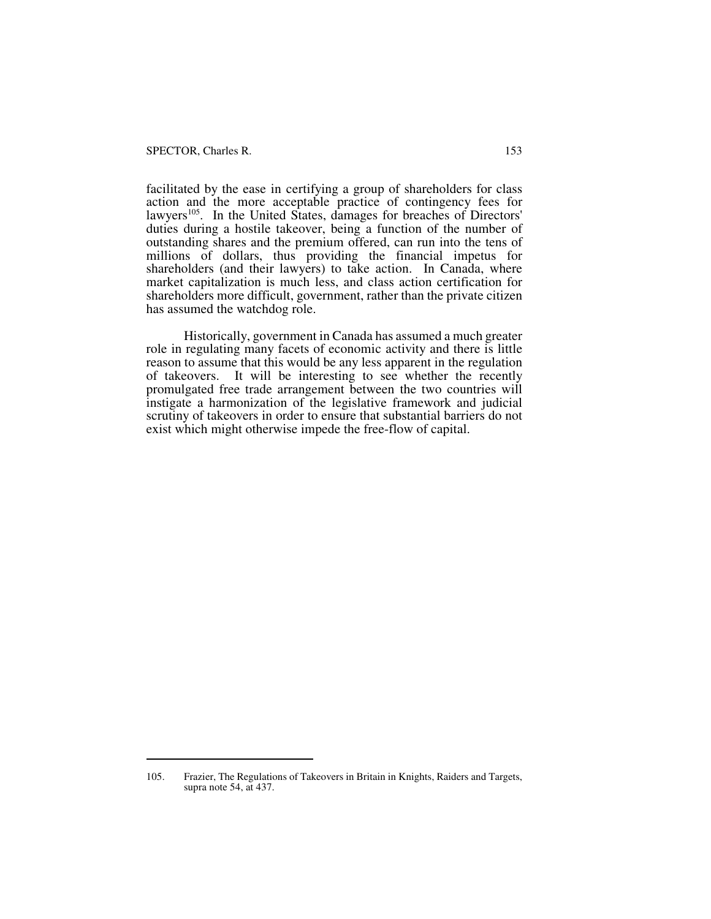facilitated by the ease in certifying a group of shareholders for class action and the more acceptable practice of contingency fees for lawyers[105]. In the United States, damages for breaches of Directors' duties during a hostile takeover, being a function of the number of outstanding shares and the premium offered, can run into the tens of millions of dollars, thus providing the financial impetus for shareholders (and their lawyers) to take action. In Canada, where market capitalization is much less, and class action certification for shareholders more difficult, government, rather than the private citizen has assumed the watchdog role.

Historically, government in Canada has assumed a much greater role in regulating many facets of economic activity and there is little reason to assume that this would be any less apparent in the regulation of takeovers. It will be interesting to see whether the recently promulgated free trade arrangement between the two countries will instigate a harmonization of the legislative framework and judicial scrutiny of takeovers in order to ensure that substantial barriers do not exist which might otherwise impede the free-flow of capital.

---

105. Frazier, The Regulations of Takeovers in Britain in Knights, Raiders and Targets, supra note 54, at 437.